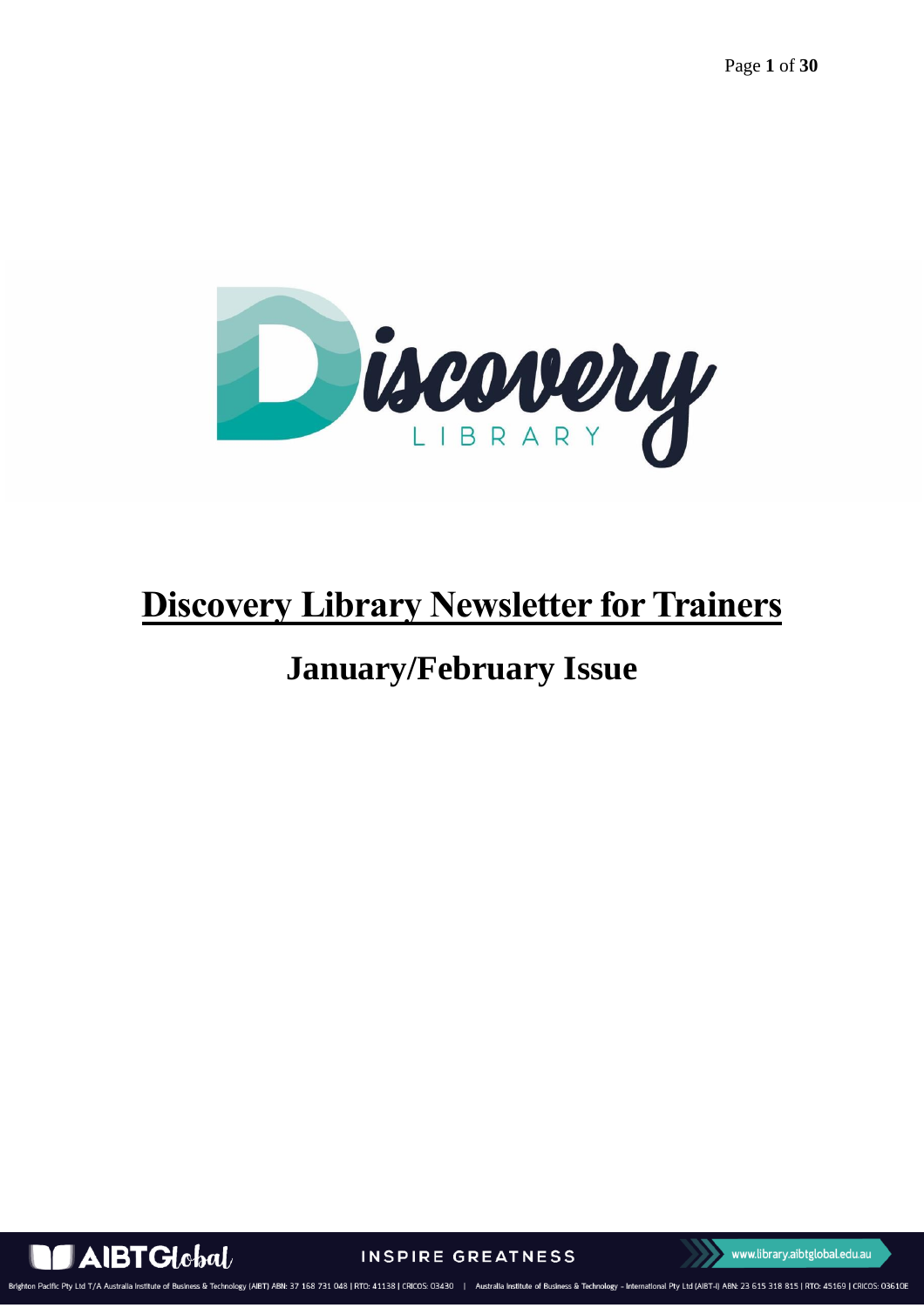# Discovery Library Newsletter for Trainers

## January/February Issue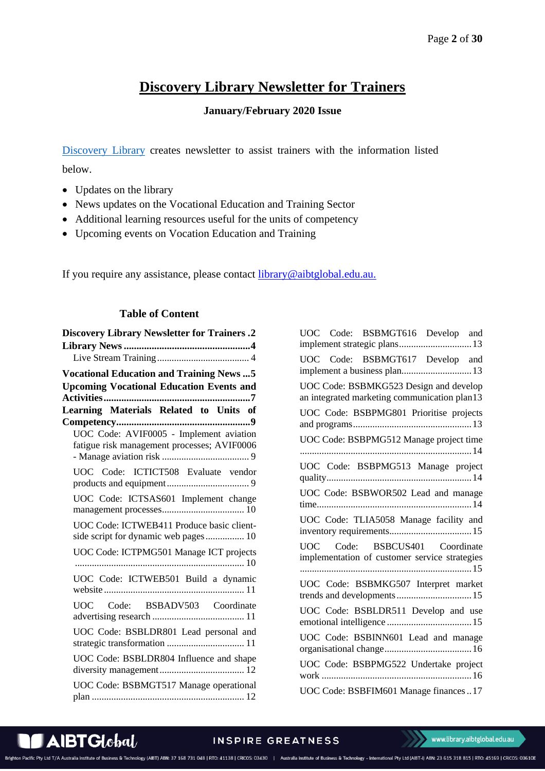# Discovery Library Newsletter for Trainers

**January/February 2020 Issue**

Discovery Library creates newsletter to assist trainers with the information listed below.

- Updates on the library
- News updates on the Vocational Education and Training Sector
- Additional learning resources useful for the units of competency
- Upcoming events on Vocation Education and Training

If you require any assistance, please contact library@aibtglobal.edu.au.

## Table of Content

**Discovery Library Newsletter for Trainers** .2
**Library News** .4
- Live Stream Training .4

**Vocational Education and Training News** .5
**Upcoming Vocational Education Events and Activities** .7
**Learning Materials Related to Units of Competency** .9
- UOC Code: AVIF0005 - Implement aviation fatigue risk management processes; AVIF0006 - Manage aviation risk .9
- UOC Code: ICTICT508 Evaluate vendor products and equipment .9
- UOC Code: ICTSAS601 Implement change management processes .10
- UOC Code: ICTWEB411 Produce basic client-side script for dynamic web pages .10
- UOC Code: ICTPMG501 Manage ICT projects .10
- UOC Code: ICTWEB501 Build a dynamic website .11
- UOC Code: BSBADV503 Coordinate advertising research .11
- UOC Code: BSBLDR801 Lead personal and strategic transformation .11
- UOC Code: BSBLDR804 Influence and shape diversity management .12
- UOC Code: BSBMGT517 Manage operational plan .12
- UOC Code: BSBMGT616 Develop and implement strategic plans .13
- UOC Code: BSBMGT617 Develop and implement a business plan .13
- UOC Code: BSBMKG523 Design and develop an integrated marketing communication plan .13
- UOC Code: BSBPMG801 Prioritise projects and programs .13
- UOC Code: BSBPMG512 Manage project time .14
- UOC Code: BSBPMG513 Manage project quality .14
- UOC Code: BSBWOR502 Lead and manage time .14
- UOC Code: TLIA5058 Manage facility and inventory requirements .15
- UOC Code: BSBCUS401 Coordinate implementation of customer service strategies .15
- UOC Code: BSBMKG507 Interpret market trends and developments .15
- UOC Code: BSBLDR511 Develop and use emotional intelligence .15
- UOC Code: BSBINN601 Lead and manage organisational change .16
- UOC Code: BSBPMG522 Undertake project work .16
- UOC Code: BSBFIM601 Manage finances .17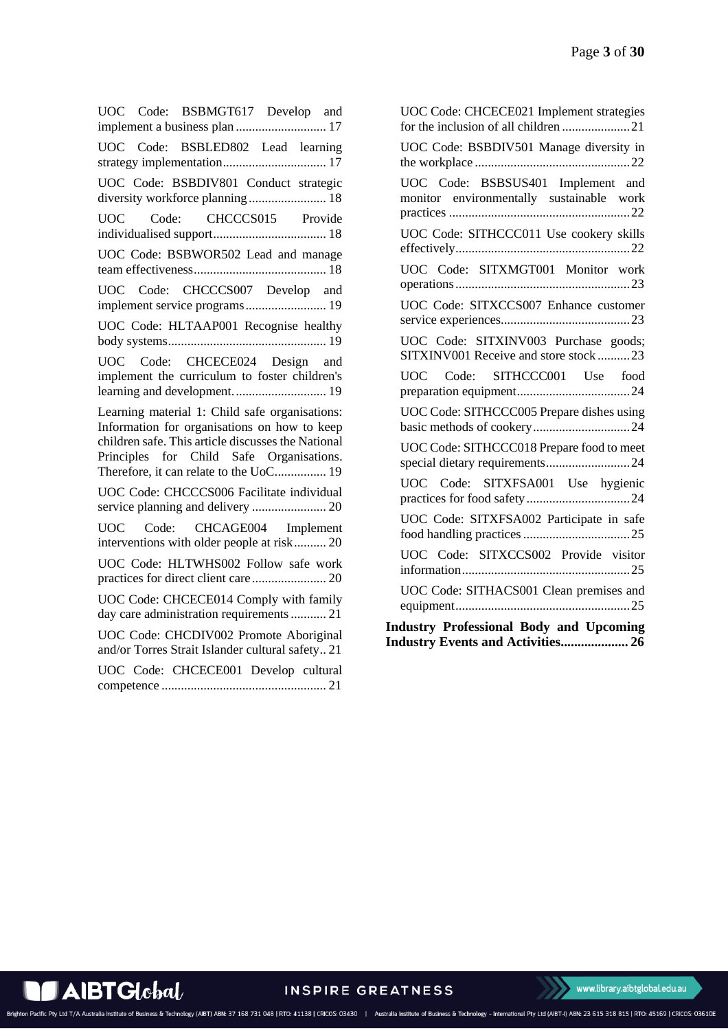UOC Code: BSBMGT617 Develop and implement a business plan ............................ 17

UOC Code: BSBLED802 Lead learning strategy implementation................................ 17

UOC Code: BSBDIV801 Conduct strategic diversity workforce planning ........................ 18

UOC Code: CHCCCS015 Provide individualised support................................... 18

UOC Code: BSBWOR502 Lead and manage team effectiveness......................................... 18

UOC Code: CHCCCS007 Develop and implement service programs ......................... 19

UOC Code: HLTAAP001 Recognise healthy body systems................................................ 19

UOC Code: CHCECE024 Design and implement the curriculum to foster children's learning and development............................ 19

Learning material 1: Child safe organisations: Information for organisations on how to keep children safe. This article discusses the National Principles for Child Safe Organisations. Therefore, it can relate to the UoC................ 19

UOC Code: CHCCCS006 Facilitate individual service planning and delivery ....................... 20

UOC Code: CHCAGE004 Implement interventions with older people at risk.......... 20

UOC Code: HLTWHS002 Follow safe work practices for direct client care....................... 20

UOC Code: CHCECE014 Comply with family day care administration requirements ........... 21

UOC Code: CHCDIV002 Promote Aboriginal and/or Torres Strait Islander cultural safety.. 21

UOC Code: CHCECE001 Develop cultural competence .................................................. 21

UOC Code: CHCECE021 Implement strategies for the inclusion of all children ..................... 21

UOC Code: BSBDIV501 Manage diversity in the workplace ................................................ 22

UOC Code: BSBSUS401 Implement and monitor environmentally sustainable work practices ........................................................ 22

UOC Code: SITHCCC011 Use cookery skills effectively...................................................... 22

UOC Code: SITXMGT001 Monitor work operations...................................................... 23

UOC Code: SITXCCS007 Enhance customer service experiences........................................ 23

UOC Code: SITXINV003 Purchase goods; SITXINV001 Receive and store stock .......... 23

UOC Code: SITHCCC001 Use food preparation equipment................................... 24

UOC Code: SITHCCC005 Prepare dishes using basic methods of cookery.............................. 24

UOC Code: SITHCCC018 Prepare food to meet special dietary requirements.......................... 24

UOC Code: SITXFSA001 Use hygienic practices for food safety ................................ 24

UOC Code: SITXFSA002 Participate in safe food handling practices ................................. 25

UOC Code: SITXCCS002 Provide visitor information.................................................... 25

UOC Code: SITHACS001 Clean premises and equipment...................................................... 25

**Industry Professional Body and Upcoming Industry Events and Activities.................... 26**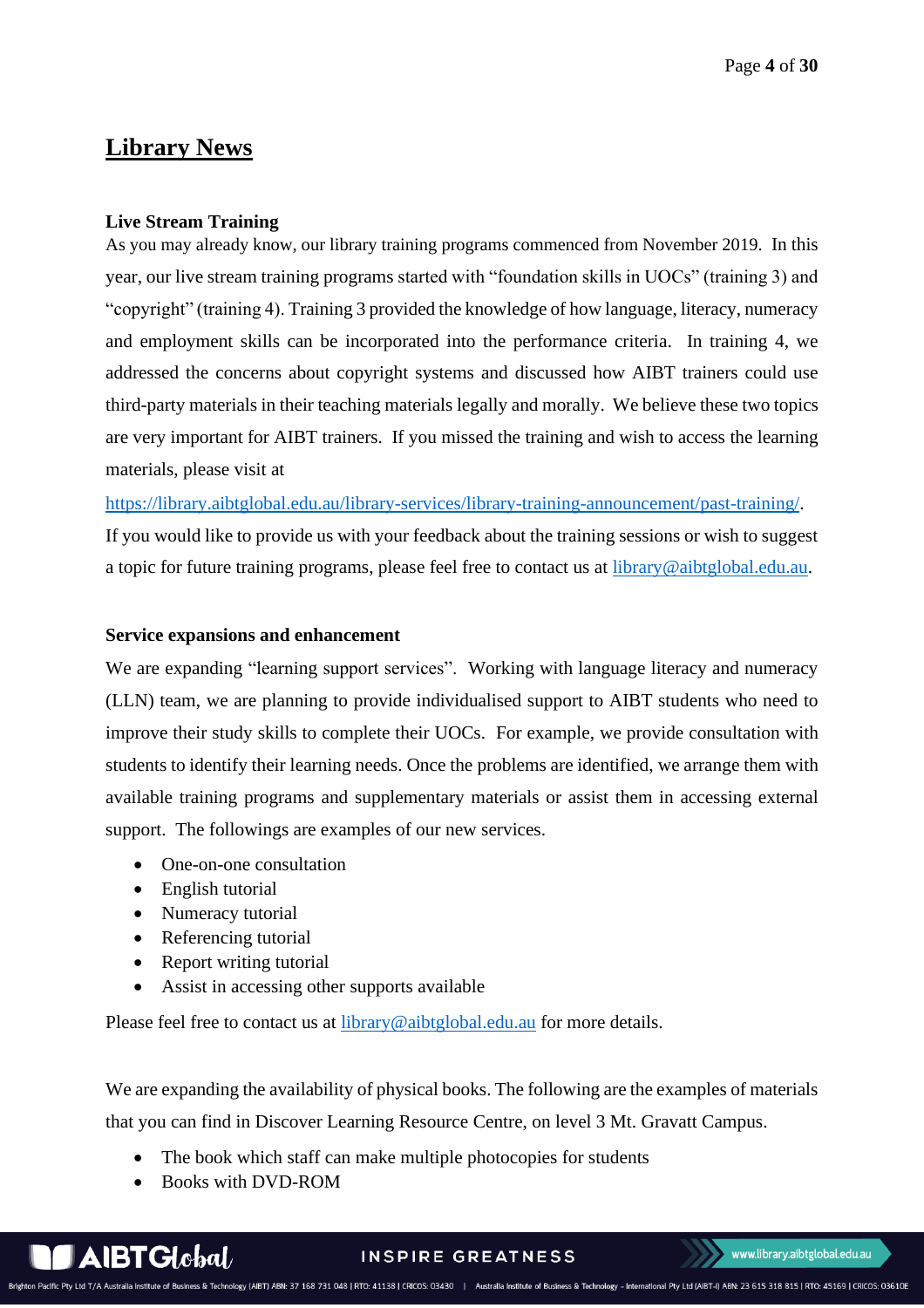## Library News

**Live Stream Training**

As you may already know, our library training programs commenced from November 2019. In this year, our live stream training programs started with "foundation skills in UOCs" (training 3) and "copyright" (training 4). Training 3 provided the knowledge of how language, literacy, numeracy and employment skills can be incorporated into the performance criteria. In training 4, we addressed the concerns about copyright systems and discussed how AIBT trainers could use third-party materials in their teaching materials legally and morally. We believe these two topics are very important for AIBT trainers. If you missed the training and wish to access the learning materials, please visit at https://library.aibtglobal.edu.au/library-services/library-training-announcement/past-training/. If you would like to provide us with your feedback about the training sessions or wish to suggest a topic for future training programs, please feel free to contact us at library@aibtglobal.edu.au.

**Service expansions and enhancement**

We are expanding "learning support services". Working with language literacy and numeracy (LLN) team, we are planning to provide individualised support to AIBT students who need to improve their study skills to complete their UOCs. For example, we provide consultation with students to identify their learning needs. Once the problems are identified, we arrange them with available training programs and supplementary materials or assist them in accessing external support. The followings are examples of our new services.

- One-on-one consultation
- English tutorial
- Numeracy tutorial
- Referencing tutorial
- Report writing tutorial
- Assist in accessing other supports available

Please feel free to contact us at library@aibtglobal.edu.au for more details.

We are expanding the availability of physical books. The following are the examples of materials that you can find in Discover Learning Resource Centre, on level 3 Mt. Gravatt Campus.

- The book which staff can make multiple photocopies for students
- Books with DVD-ROM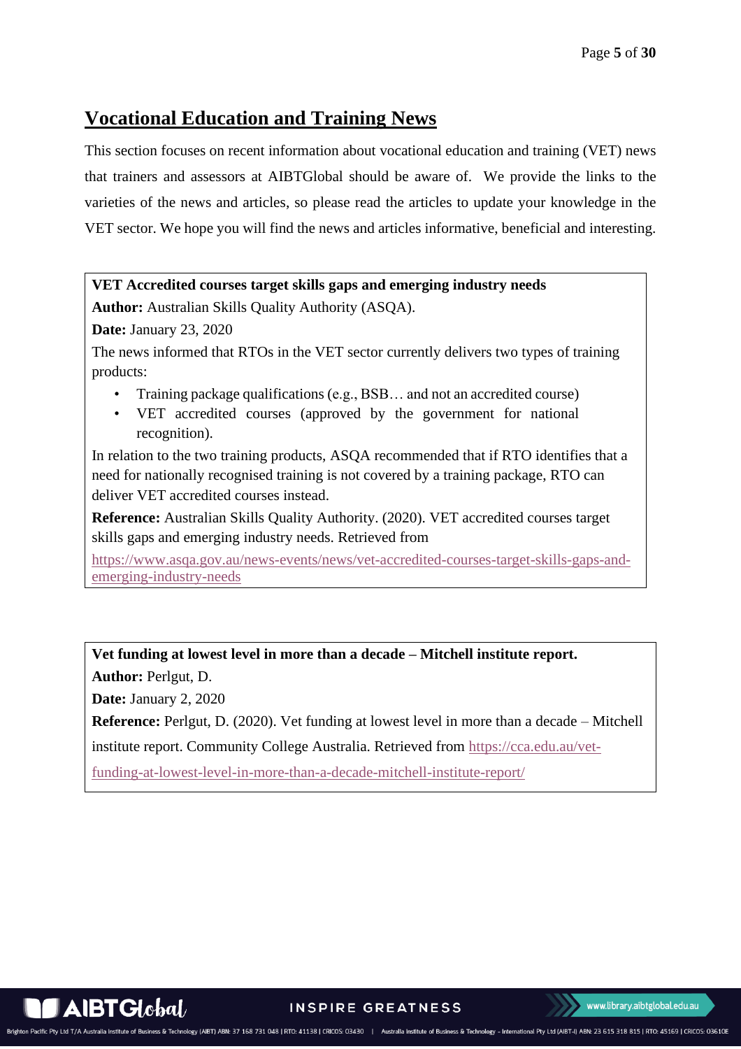## Vocational Education and Training News

This section focuses on recent information about vocational education and training (VET) news that trainers and assessors at AIBTGlobal should be aware of. We provide the links to the varieties of the news and articles, so please read the articles to update your knowledge in the VET sector. We hope you will find the news and articles informative, beneficial and interesting.

**VET Accredited courses target skills gaps and emerging industry needs**

**Author:** Australian Skills Quality Authority (ASQA).

**Date:** January 23, 2020

The news informed that RTOs in the VET sector currently delivers two types of training products:

- Training package qualifications (e.g., BSB… and not an accredited course)
- VET accredited courses (approved by the government for national recognition).

In relation to the two training products, ASQA recommended that if RTO identifies that a need for nationally recognised training is not covered by a training package, RTO can deliver VET accredited courses instead.

**Reference:** Australian Skills Quality Authority. (2020). VET accredited courses target skills gaps and emerging industry needs. Retrieved from https://www.asqa.gov.au/news-events/news/vet-accredited-courses-target-skills-gaps-and-emerging-industry-needs

**Vet funding at lowest level in more than a decade – Mitchell institute report.**

**Author:** Perlgut, D.

**Date:** January 2, 2020

**Reference:** Perlgut, D. (2020). Vet funding at lowest level in more than a decade – Mitchell institute report. Community College Australia. Retrieved from https://cca.edu.au/vet-funding-at-lowest-level-in-more-than-a-decade-mitchell-institute-report/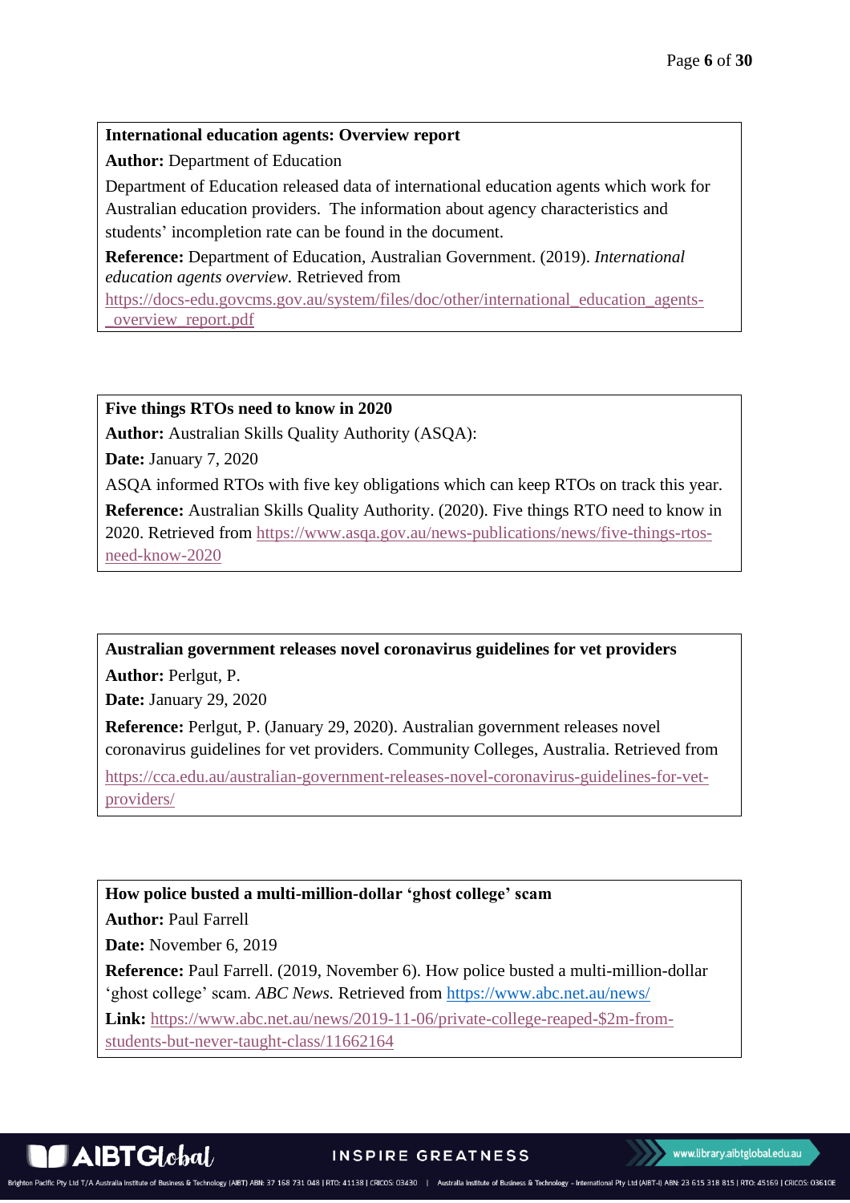**International education agents: Overview report**

**Author:** Department of Education

Department of Education released data of international education agents which work for Australian education providers. The information about agency characteristics and students' incompletion rate can be found in the document.

**Reference:** Department of Education, Australian Government. (2019). *International education agents overview*. Retrieved from https://docs-edu.govcms.gov.au/system/files/doc/other/international_education_agents-_overview_report.pdf

---

**Five things RTOs need to know in 2020**

**Author:** Australian Skills Quality Authority (ASQA):

**Date:** January 7, 2020

ASQA informed RTOs with five key obligations which can keep RTOs on track this year.

**Reference:** Australian Skills Quality Authority. (2020). Five things RTO need to know in 2020. Retrieved from https://www.asqa.gov.au/news-publications/news/five-things-rtos-need-know-2020

---

**Australian government releases novel coronavirus guidelines for vet providers**

**Author:** Perlgut, P.

**Date:** January 29, 2020

**Reference:** Perlgut, P. (January 29, 2020). Australian government releases novel coronavirus guidelines for vet providers. Community Colleges, Australia. Retrieved from https://cca.edu.au/australian-government-releases-novel-coronavirus-guidelines-for-vet-providers/

---

**How police busted a multi-million-dollar 'ghost college' scam**

**Author:** Paul Farrell

**Date:** November 6, 2019

**Reference:** Paul Farrell. (2019, November 6). How police busted a multi-million-dollar 'ghost college' scam. *ABC News.* Retrieved from https://www.abc.net.au/news/

**Link:** https://www.abc.net.au/news/2019-11-06/private-college-reaped-$2m-from-students-but-never-taught-class/11662164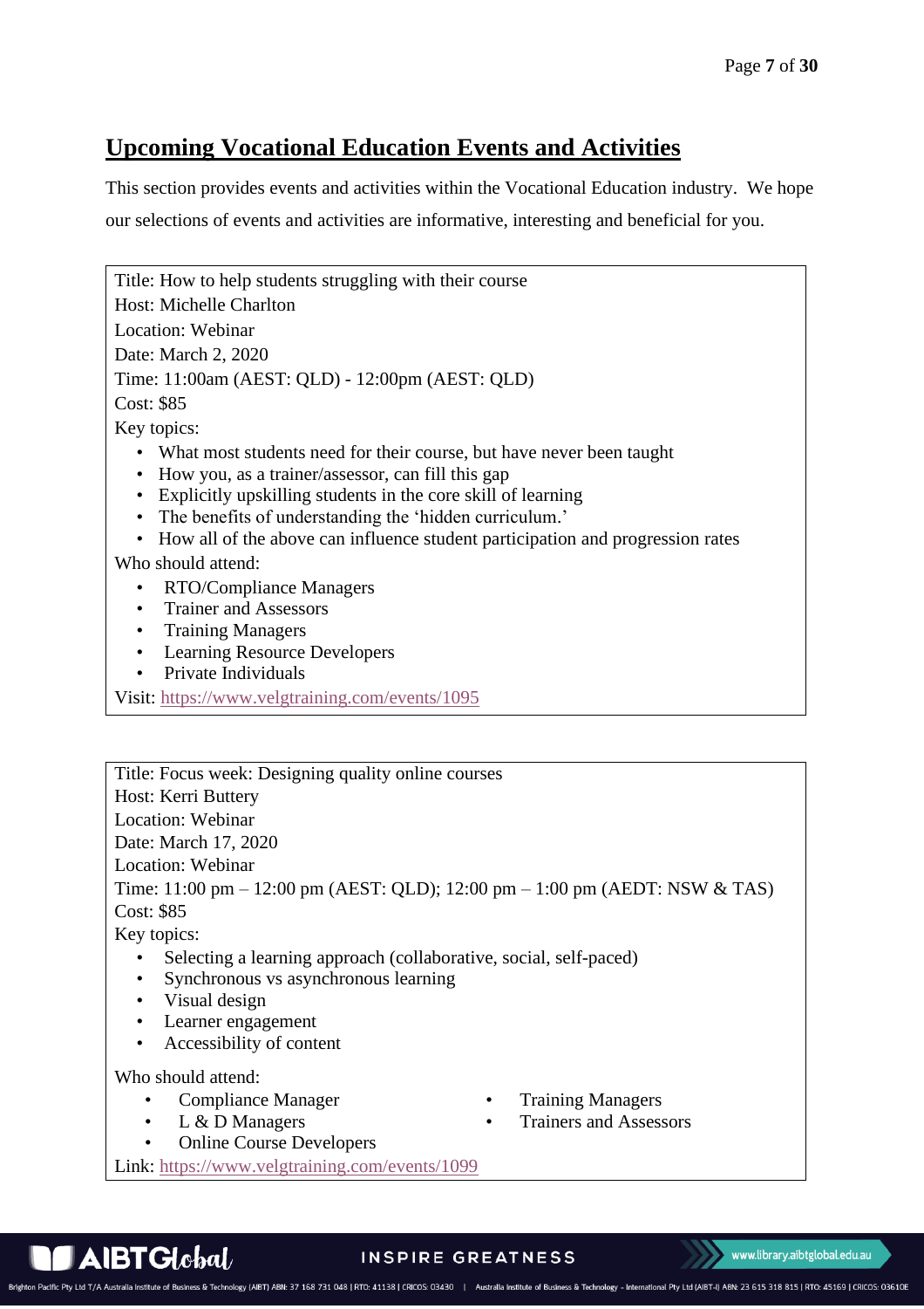## Upcoming Vocational Education Events and Activities

This section provides events and activities within the Vocational Education industry. We hope our selections of events and activities are informative, interesting and beneficial for you.

Title: How to help students struggling with their course
Host: Michelle Charlton
Location: Webinar
Date: March 2, 2020
Time: 11:00am (AEST: QLD) - 12:00pm (AEST: QLD)
Cost: $85
Key topics:

- What most students need for their course, but have never been taught
- How you, as a trainer/assessor, can fill this gap
- Explicitly upskilling students in the core skill of learning
- The benefits of understanding the 'hidden curriculum.'
- How all of the above can influence student participation and progression rates

Who should attend:

- RTO/Compliance Managers
- Trainer and Assessors
- Training Managers
- Learning Resource Developers
- Private Individuals

Visit: https://www.velgtraining.com/events/1095

Title: Focus week: Designing quality online courses
Host: Kerri Buttery
Location: Webinar
Date: March 17, 2020
Location: Webinar
Time: 11:00 pm – 12:00 pm (AEST: QLD); 12:00 pm – 1:00 pm (AEDT: NSW & TAS)
Cost: $85
Key topics:

- Selecting a learning approach (collaborative, social, self-paced)
- Synchronous vs asynchronous learning
- Visual design
- Learner engagement
- Accessibility of content

Who should attend:

- Compliance Manager
- L & D Managers
- Online Course Developers
- Training Managers
- Trainers and Assessors

Link: https://www.velgtraining.com/events/1099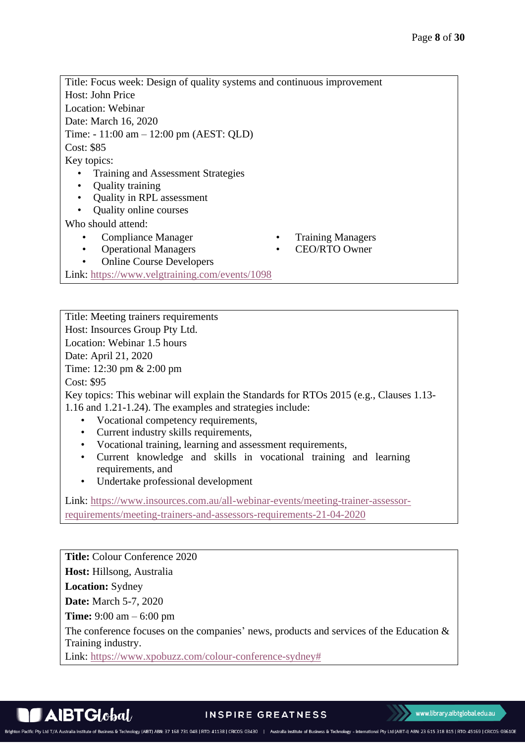Title: Focus week: Design of quality systems and continuous improvement
Host: John Price
Location: Webinar
Date: March 16, 2020
Time: - 11:00 am – 12:00 pm (AEST: QLD)
Cost: $85
Key topics:

- Training and Assessment Strategies
- Quality training
- Quality in RPL assessment
- Quality online courses

Who should attend:

- Compliance Manager
- Operational Managers
- Online Course Developers
- Training Managers
- CEO/RTO Owner

Link: https://www.velgtraining.com/events/1098

---

Title: Meeting trainers requirements
Host: Insources Group Pty Ltd.
Location: Webinar 1.5 hours
Date: April 21, 2020
Time: 12:30 pm & 2:00 pm
Cost: $95
Key topics: This webinar will explain the Standards for RTOs 2015 (e.g., Clauses 1.13-1.16 and 1.21-1.24). The examples and strategies include:

- Vocational competency requirements,
- Current industry skills requirements,
- Vocational training, learning and assessment requirements,
- Current knowledge and skills in vocational training and learning requirements, and
- Undertake professional development

Link: https://www.insources.com.au/all-webinar-events/meeting-trainer-assessor-requirements/meeting-trainers-and-assessors-requirements-21-04-2020

---

**Title:** Colour Conference 2020

**Host:** Hillsong, Australia

**Location:** Sydney

**Date:** March 5-7, 2020

**Time:** 9:00 am – 6:00 pm

The conference focuses on the companies' news, products and services of the Education & Training industry.
Link: https://www.xpobuzz.com/colour-conference-sydney#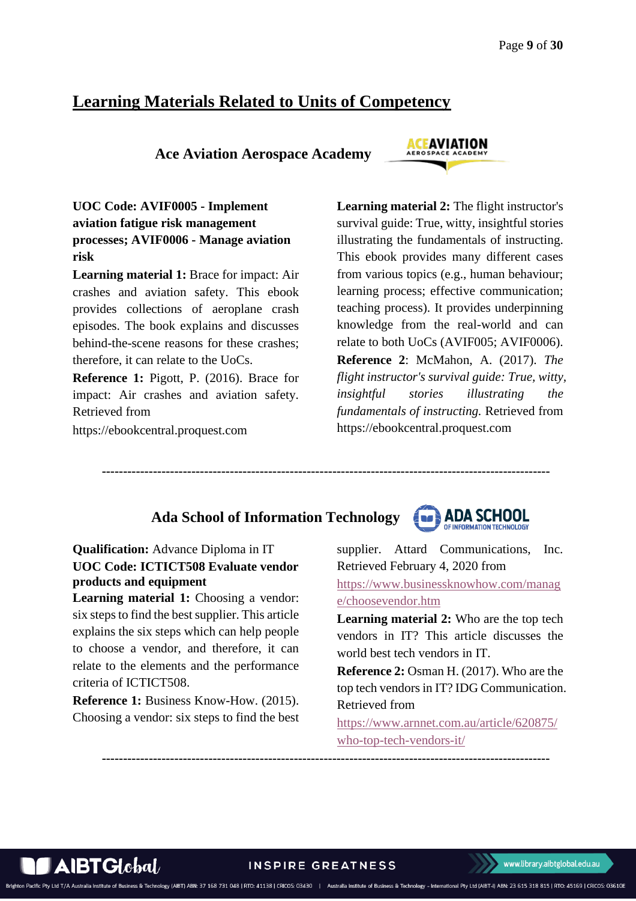# Learning Materials Related to Units of Competency

## Ace Aviation Aerospace Academy

**UOC Code: AVIF0005 - Implement aviation fatigue risk management processes; AVIF0006 - Manage aviation risk**

**Learning material 1:** Brace for impact: Air crashes and aviation safety. This ebook provides collections of aeroplane crash episodes. The book explains and discusses behind-the-scene reasons for these crashes; therefore, it can relate to the UoCs.

**Reference 1:** Pigott, P. (2016). Brace for impact: Air crashes and aviation safety. Retrieved from https://ebookcentral.proquest.com

**Learning material 2:** The flight instructor's survival guide: True, witty, insightful stories illustrating the fundamentals of instructing. This ebook provides many different cases from various topics (e.g., human behaviour; learning process; effective communication; teaching process). It provides underpinning knowledge from the real-world and can relate to both UoCs (AVIF005; AVIF0006).

**Reference 2**: McMahon, A. (2017). *The flight instructor's survival guide: True, witty, insightful stories illustrating the fundamentals of instructing.* Retrieved from https://ebookcentral.proquest.com

---

## Ada School of Information Technology

**Qualification:** Advance Diploma in IT

**UOC Code: ICTICT508 Evaluate vendor products and equipment**

**Learning material 1:** Choosing a vendor: six steps to find the best supplier. This article explains the six steps which can help people to choose a vendor, and therefore, it can relate to the elements and the performance criteria of ICTICT508.

**Reference 1:** Business Know-How. (2015). Choosing a vendor: six steps to find the best supplier. Attard Communications, Inc. Retrieved February 4, 2020 from https://www.businessknowhow.com/manage/choosevendor.htm

**Learning material 2:** Who are the top tech vendors in IT? This article discusses the world best tech vendors in IT.

**Reference 2:** Osman H. (2017). Who are the top tech vendors in IT? IDG Communication. Retrieved from https://www.arnnet.com.au/article/620875/who-top-tech-vendors-it/

---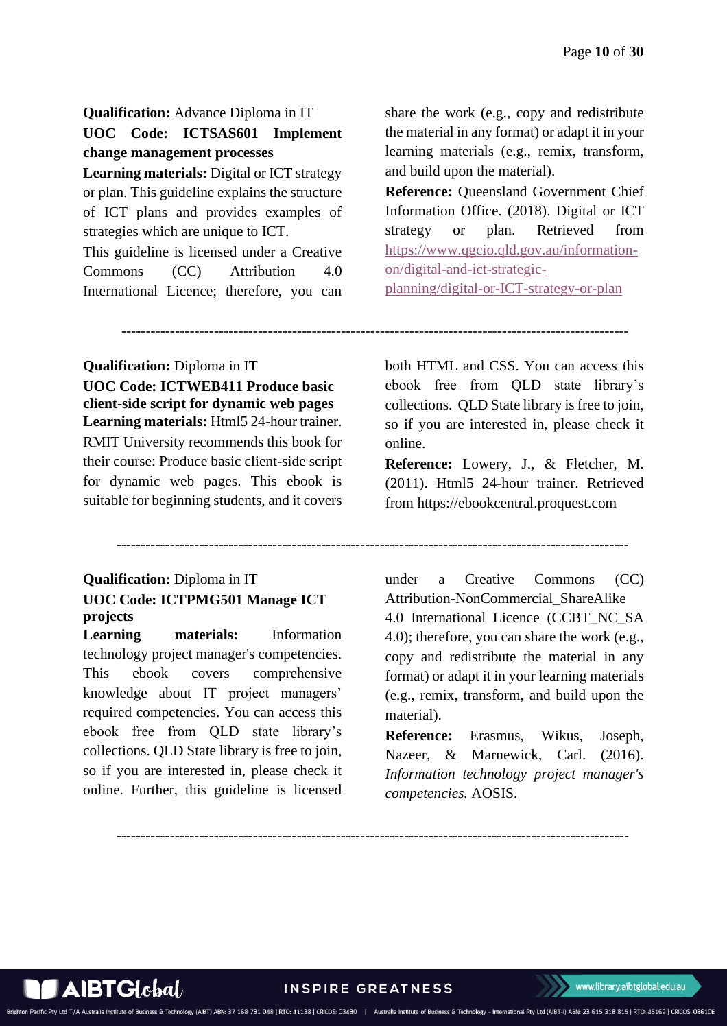**Qualification:** Advance Diploma in IT

**UOC Code: ICTSAS601 Implement change management processes**

**Learning materials:** Digital or ICT strategy or plan. This guideline explains the structure of ICT plans and provides examples of strategies which are unique to ICT.

This guideline is licensed under a Creative Commons (CC) Attribution 4.0 International Licence; therefore, you can share the work (e.g., copy and redistribute the material in any format) or adapt it in your learning materials (e.g., remix, transform, and build upon the material).

**Reference:** Queensland Government Chief Information Office. (2018). Digital or ICT strategy or plan. Retrieved from [https://www.qgcio.qld.gov.au/information-on/digital-and-ict-strategic-planning/digital-or-ICT-strategy-or-plan](https://www.qgcio.qld.gov.au/information-on/digital-and-ict-strategic-planning/digital-or-ICT-strategy-or-plan)

---

**Qualification:** Diploma in IT

**UOC Code: ICTWEB411 Produce basic client-side script for dynamic web pages**

**Learning materials:** Html5 24-hour trainer. RMIT University recommends this book for their course: Produce basic client-side script for dynamic web pages. This ebook is suitable for beginning students, and it covers both HTML and CSS. You can access this ebook free from QLD state library's collections. QLD State library is free to join, so if you are interested in, please check it online.

**Reference:** Lowery, J., & Fletcher, M. (2011). Html5 24-hour trainer. Retrieved from https://ebookcentral.proquest.com

---

**Qualification:** Diploma in IT

**UOC Code: ICTPMG501 Manage ICT projects**

**Learning materials:** Information technology project manager's competencies. This ebook covers comprehensive knowledge about IT project managers' required competencies. You can access this ebook free from QLD state library's collections. QLD State library is free to join, so if you are interested in, please check it online. Further, this guideline is licensed under a Creative Commons (CC) Attribution-NonCommercial_ShareAlike 4.0 International Licence (CCBT_NC_SA 4.0); therefore, you can share the work (e.g., copy and redistribute the material in any format) or adapt it in your learning materials (e.g., remix, transform, and build upon the material).

**Reference:** Erasmus, Wikus, Joseph, Nazeer, & Marnewick, Carl. (2016). *Information technology project manager's competencies.* AOSIS.

---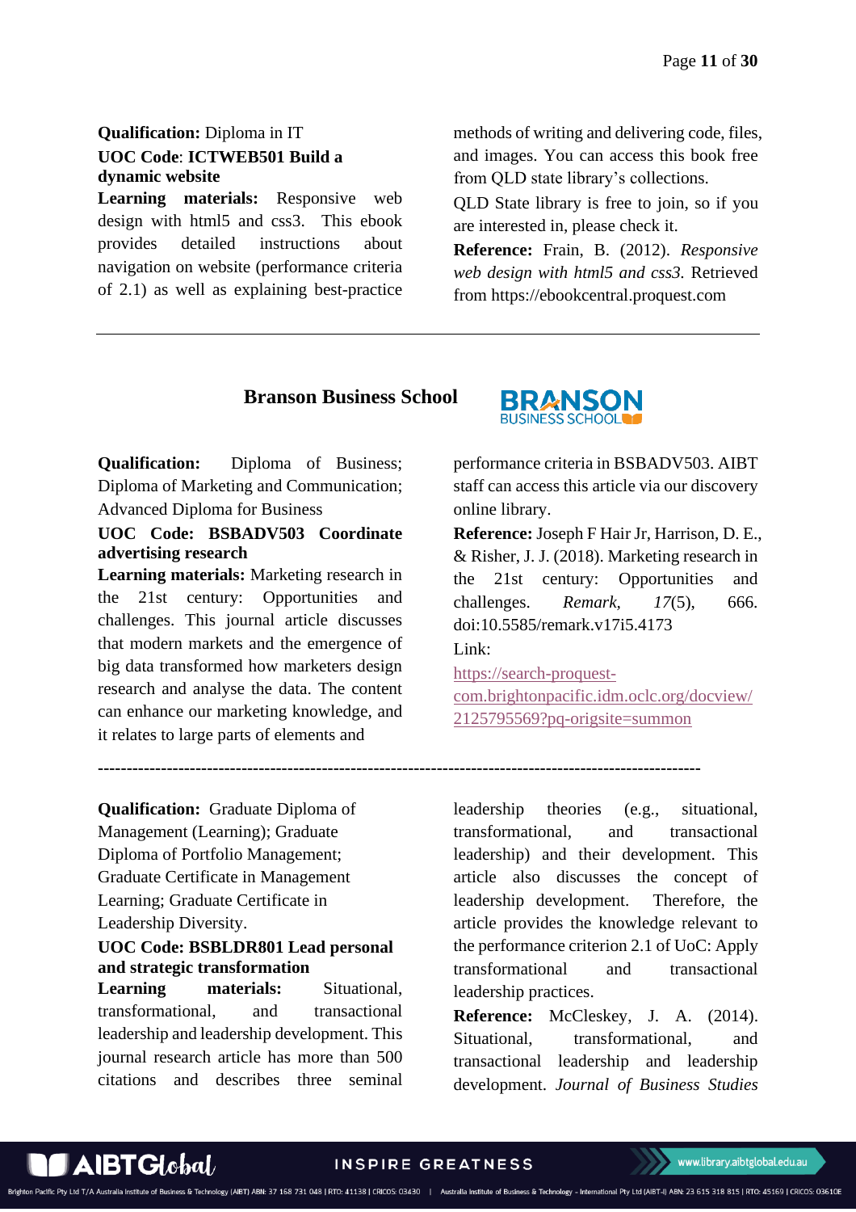**Qualification:** Diploma in IT

**UOC Code**: **ICTWEB501 Build a dynamic website**

**Learning materials:** Responsive web design with html5 and css3. This ebook provides detailed instructions about navigation on website (performance criteria of 2.1) as well as explaining best-practice methods of writing and delivering code, files, and images. You can access this book free from QLD state library's collections.

QLD State library is free to join, so if you are interested in, please check it.

**Reference:** Frain, B. (2012). *Responsive web design with html5 and css3.* Retrieved from https://ebookcentral.proquest.com

---

## Branson Business School

**Qualification:** Diploma of Business; Diploma of Marketing and Communication; Advanced Diploma for Business

**UOC Code: BSBADV503 Coordinate advertising research**

**Learning materials:** Marketing research in the 21st century: Opportunities and challenges. This journal article discusses that modern markets and the emergence of big data transformed how marketers design research and analyse the data. The content can enhance our marketing knowledge, and it relates to large parts of elements and performance criteria in BSBADV503. AIBT staff can access this article via our discovery online library.

**Reference:** Joseph F Hair Jr, Harrison, D. E., & Risher, J. J. (2018). Marketing research in the 21st century: Opportunities and challenges. *Remark*, *17*(5), 666. doi:10.5585/remark.v17i5.4173

Link:

https://search-proquest-com.brightonpacific.idm.oclc.org/docview/2125795569?pq-origsite=summon

---

**Qualification:** Graduate Diploma of Management (Learning); Graduate Diploma of Portfolio Management; Graduate Certificate in Management Learning; Graduate Certificate in Leadership Diversity.

**UOC Code: BSBLDR801 Lead personal and strategic transformation**

**Learning materials:** Situational, transformational, and transactional leadership and leadership development. This journal research article has more than 500 citations and describes three seminal leadership theories (e.g., situational, transformational, and transactional leadership) and their development. This article also discusses the concept of leadership development. Therefore, the article provides the knowledge relevant to the performance criterion 2.1 of UoC: Apply transformational and transactional leadership practices.

**Reference:** McCleskey, J. A. (2014). Situational, transformational, and transactional leadership and leadership development. *Journal of Business Studies*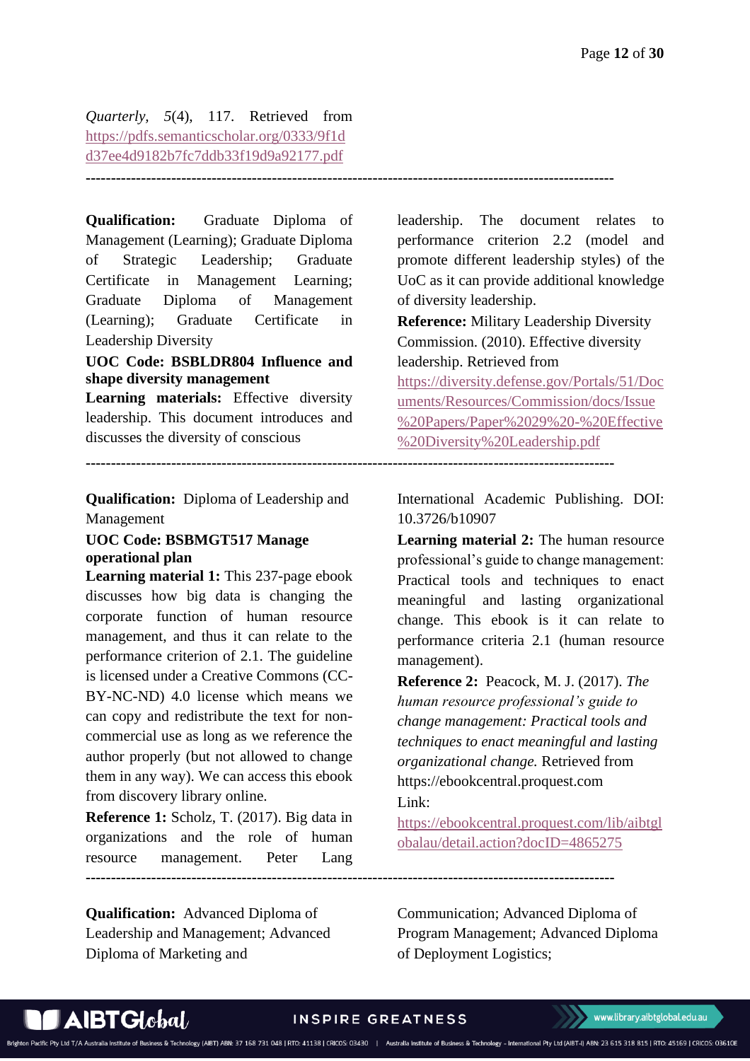*Quarterly, 5*(4), 117. Retrieved from https://pdfs.semanticscholar.org/0333/9f1dd37ee4d9182b7fc7ddb33f19d9a92177.pdf

---

**Qualification:** Graduate Diploma of Management (Learning); Graduate Diploma of Strategic Leadership; Graduate Certificate in Management Learning; Graduate Diploma of Management (Learning); Graduate Certificate in Leadership Diversity

**UOC Code: BSBLDR804 Influence and shape diversity management**

**Learning materials:** Effective diversity leadership. This document introduces and discusses the diversity of conscious leadership. The document relates to performance criterion 2.2 (model and promote different leadership styles) of the UoC as it can provide additional knowledge of diversity leadership.

**Reference:** Military Leadership Diversity Commission. (2010). Effective diversity leadership. Retrieved from https://diversity.defense.gov/Portals/51/Documents/Resources/Commission/docs/Issue%20Papers/Paper%2029%20-%20Effective%20Diversity%20Leadership.pdf

---

**Qualification:** Diploma of Leadership and Management

**UOC Code: BSBMGT517 Manage operational plan**

**Learning material 1:** This 237-page ebook discusses how big data is changing the corporate function of human resource management, and thus it can relate to the performance criterion of 2.1. The guideline is licensed under a Creative Commons (CC-BY-NC-ND) 4.0 license which means we can copy and redistribute the text for non-commercial use as long as we reference the author properly (but not allowed to change them in any way). We can access this ebook from discovery library online.

**Reference 1:** Scholz, T. (2017). Big data in organizations and the role of human resource management. Peter Lang International Academic Publishing. DOI: 10.3726/b10907

**Learning material 2:** The human resource professional's guide to change management: Practical tools and techniques to enact meaningful and lasting organizational change. This ebook is it can relate to performance criteria 2.1 (human resource management).

**Reference 2:** Peacock, M. J. (2017). *The human resource professional's guide to change management: Practical tools and techniques to enact meaningful and lasting organizational change.* Retrieved from https://ebookcentral.proquest.com

Link: https://ebookcentral.proquest.com/lib/aibtglobalau/detail.action?docID=4865275

---

**Qualification:** Advanced Diploma of Leadership and Management; Advanced Diploma of Marketing and Communication; Advanced Diploma of Program Management; Advanced Diploma of Deployment Logistics;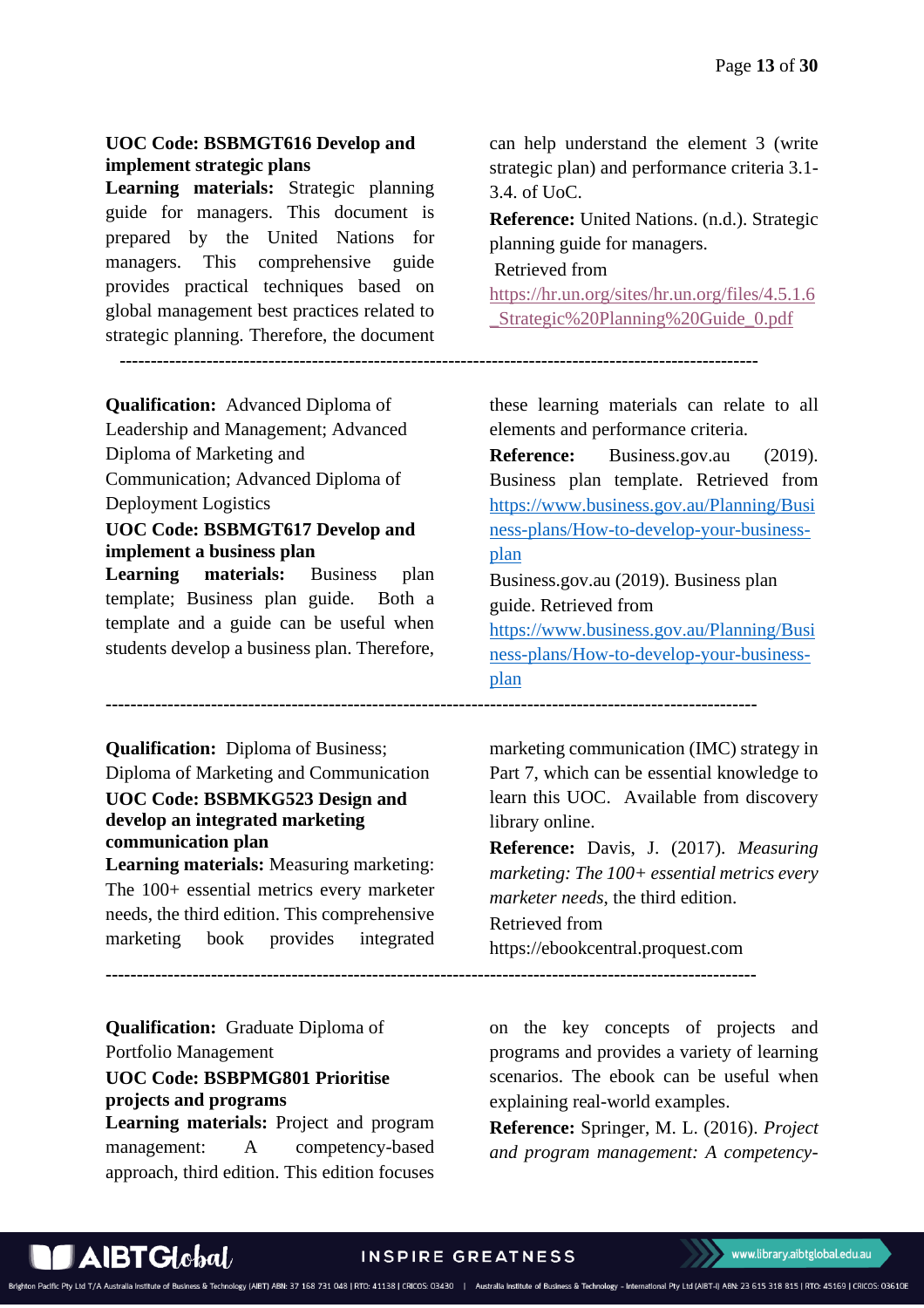**UOC Code: BSBMGT616 Develop and implement strategic plans**

**Learning materials:** Strategic planning guide for managers. This document is prepared by the United Nations for managers. This comprehensive guide provides practical techniques based on global management best practices related to strategic planning. Therefore, the document can help understand the element 3 (write strategic plan) and performance criteria 3.1-3.4. of UoC.

**Reference:** United Nations. (n.d.). Strategic planning guide for managers. Retrieved from https://hr.un.org/sites/hr.un.org/files/4.5.1.6_Strategic%20Planning%20Guide_0.pdf

---

**Qualification:** Advanced Diploma of Leadership and Management; Advanced Diploma of Marketing and Communication; Advanced Diploma of Deployment Logistics

**UOC Code: BSBMGT617 Develop and implement a business plan**

**Learning materials:** Business plan template; Business plan guide. Both a template and a guide can be useful when students develop a business plan. Therefore, these learning materials can relate to all elements and performance criteria.

**Reference:** Business.gov.au (2019). Business plan template. Retrieved from https://www.business.gov.au/Planning/Business-plans/How-to-develop-your-business-plan

Business.gov.au (2019). Business plan guide. Retrieved from https://www.business.gov.au/Planning/Business-plans/How-to-develop-your-business-plan

---

**Qualification:** Diploma of Business; Diploma of Marketing and Communication

**UOC Code: BSBMKG523 Design and develop an integrated marketing communication plan**

**Learning materials:** Measuring marketing: The 100+ essential metrics every marketer needs, the third edition. This comprehensive marketing book provides integrated marketing communication (IMC) strategy in Part 7, which can be essential knowledge to learn this UOC. Available from discovery library online.

**Reference:** Davis, J. (2017). *Measuring marketing: The 100+ essential metrics every marketer needs*, the third edition. Retrieved from https://ebookcentral.proquest.com

---

**Qualification:** Graduate Diploma of Portfolio Management

**UOC Code: BSBPMG801 Prioritise projects and programs**

**Learning materials:** Project and program management: A competency-based approach, third edition. This edition focuses on the key concepts of projects and programs and provides a variety of learning scenarios. The ebook can be useful when explaining real-world examples.

**Reference:** Springer, M. L. (2016). *Project and program management: A competency-*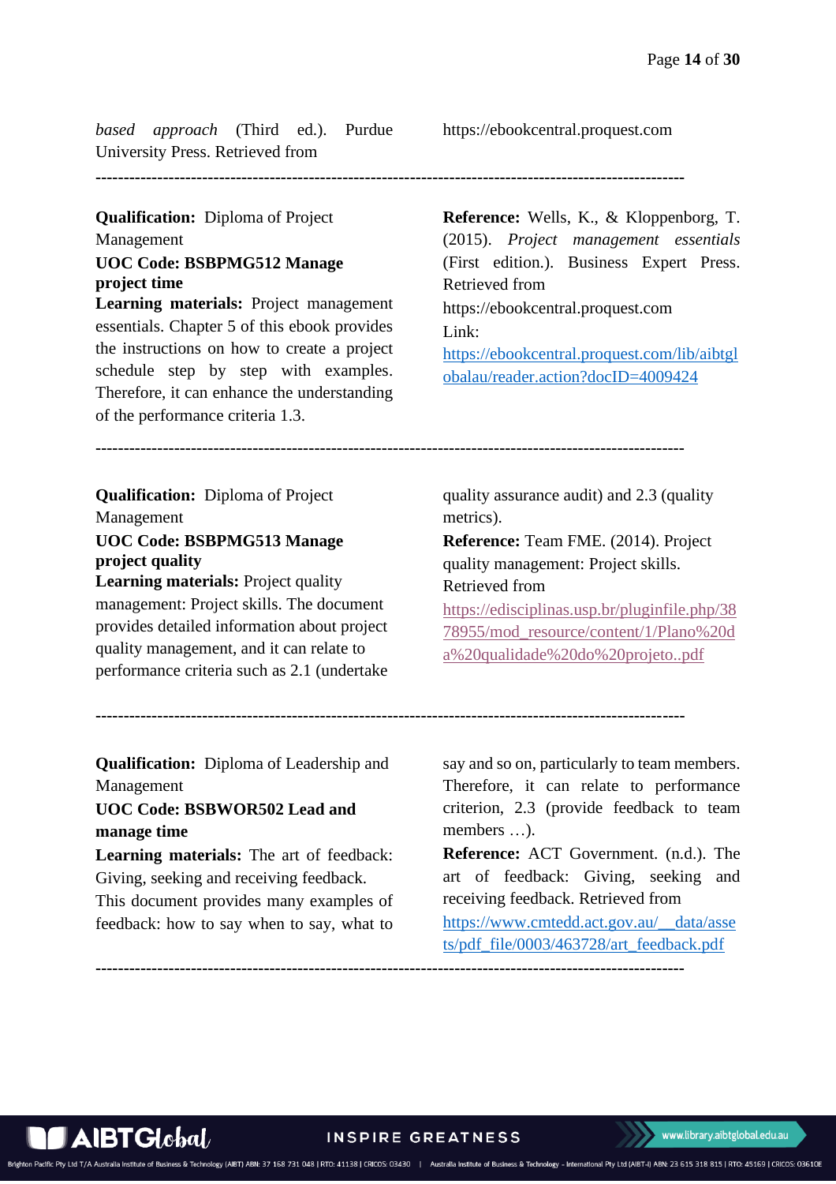*based approach* (Third ed.). Purdue University Press. Retrieved from https://ebookcentral.proquest.com

----------------------------------------------------------------------------------------------------

**Qualification:** Diploma of Project Management

**UOC Code: BSBPMG512 Manage project time**

**Learning materials:** Project management essentials. Chapter 5 of this ebook provides the instructions on how to create a project schedule step by step with examples. Therefore, it can enhance the understanding of the performance criteria 1.3.

**Reference:** Wells, K., & Kloppenborg, T. (2015). *Project management essentials* (First edition.). Business Expert Press. Retrieved from https://ebookcentral.proquest.com

Link: https://ebookcentral.proquest.com/lib/aibtglobalau/reader.action?docID=4009424

----------------------------------------------------------------------------------------------------

**Qualification:** Diploma of Project Management

**UOC Code: BSBPMG513 Manage project quality**

**Learning materials:** Project quality management: Project skills. The document provides detailed information about project quality management, and it can relate to performance criteria such as 2.1 (undertake quality assurance audit) and 2.3 (quality metrics).

**Reference:** Team FME. (2014). Project quality management: Project skills. Retrieved from https://edisciplinas.usp.br/pluginfile.php/3878955/mod_resource/content/1/Plano%20da%20qualidade%20do%20projeto..pdf

----------------------------------------------------------------------------------------------------

**Qualification:** Diploma of Leadership and Management

**UOC Code: BSBWOR502 Lead and manage time**

**Learning materials:** The art of feedback: Giving, seeking and receiving feedback. This document provides many examples of feedback: how to say when to say, what to say and so on, particularly to team members. Therefore, it can relate to performance criterion, 2.3 (provide feedback to team members …).

**Reference:** ACT Government. (n.d.). The art of feedback: Giving, seeking and receiving feedback. Retrieved from https://www.cmtedd.act.gov.au/__data/assets/pdf_file/0003/463728/art_feedback.pdf

----------------------------------------------------------------------------------------------------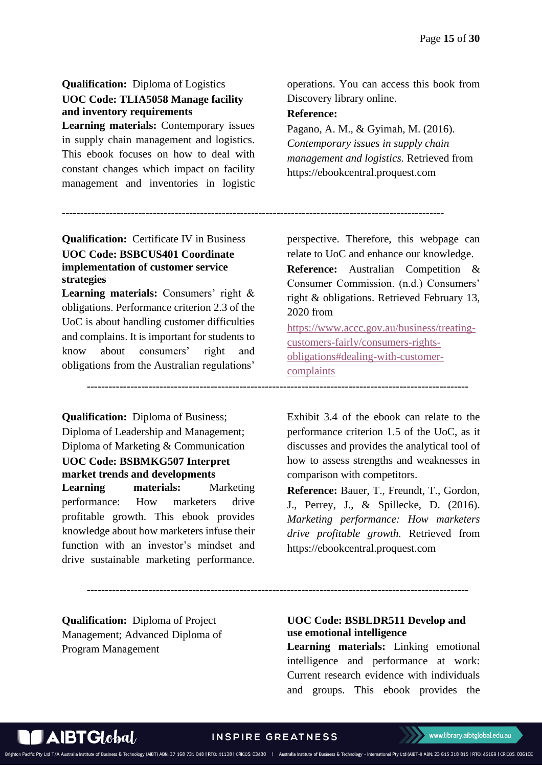**Qualification:** Diploma of Logistics

**UOC Code: TLIA5058 Manage facility and inventory requirements**

**Learning materials:** Contemporary issues in supply chain management and logistics. This ebook focuses on how to deal with constant changes which impact on facility management and inventories in logistic operations. You can access this book from Discovery library online.

**Reference:**

Pagano, A. M., & Gyimah, M. (2016). *Contemporary issues in supply chain management and logistics.* Retrieved from https://ebookcentral.proquest.com

---

**Qualification:** Certificate IV in Business

**UOC Code: BSBCUS401 Coordinate implementation of customer service strategies**

**Learning materials:** Consumers' right & obligations. Performance criterion 2.3 of the UoC is about handling customer difficulties and complains. It is important for students to know about consumers' right and obligations from the Australian regulations' perspective. Therefore, this webpage can relate to UoC and enhance our knowledge.

**Reference:** Australian Competition & Consumer Commission. (n.d.) Consumers' right & obligations. Retrieved February 13, 2020 from https://www.accc.gov.au/business/treating-customers-fairly/consumers-rights-obligations#dealing-with-customer-complaints

---

**Qualification:** Diploma of Business; Diploma of Leadership and Management; Diploma of Marketing & Communication

**UOC Code: BSBMKG507 Interpret market trends and developments**

**Learning materials:** Marketing performance: How marketers drive profitable growth. This ebook provides knowledge about how marketers infuse their function with an investor's mindset and drive sustainable marketing performance. Exhibit 3.4 of the ebook can relate to the performance criterion 1.5 of the UoC, as it discusses and provides the analytical tool of how to assess strengths and weaknesses in comparison with competitors.

**Reference:** Bauer, T., Freundt, T., Gordon, J., Perrey, J., & Spillecke, D. (2016). *Marketing performance: How marketers drive profitable growth.* Retrieved from https://ebookcentral.proquest.com

---

**Qualification:** Diploma of Project Management; Advanced Diploma of Program Management

**UOC Code: BSBLDR511 Develop and use emotional intelligence**

**Learning materials:** Linking emotional intelligence and performance at work: Current research evidence with individuals and groups. This ebook provides the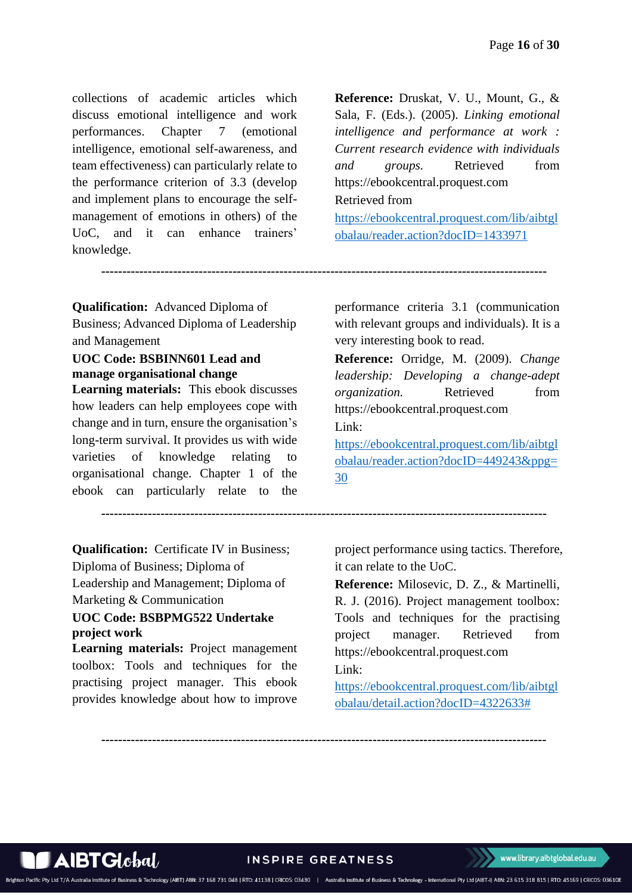collections of academic articles which discuss emotional intelligence and work performances. Chapter 7 (emotional intelligence, emotional self-awareness, and team effectiveness) can particularly relate to the performance criterion of 3.3 (develop and implement plans to encourage the self-management of emotions in others) of the UoC, and it can enhance trainers' knowledge.

**Reference:** Druskat, V. U., Mount, G., & Sala, F. (Eds.). (2005). *Linking emotional intelligence and performance at work : Current research evidence with individuals and groups.* Retrieved from https://ebookcentral.proquest.com

Retrieved from

https://ebookcentral.proquest.com/lib/aibtglobalau/reader.action?docID=1433971

---

**Qualification:** Advanced Diploma of Business; Advanced Diploma of Leadership and Management

**UOC Code: BSBINN601 Lead and manage organisational change**

**Learning materials:** This ebook discusses how leaders can help employees cope with change and in turn, ensure the organisation's long-term survival. It provides us with wide varieties of knowledge relating to organisational change. Chapter 1 of the ebook can particularly relate to the performance criteria 3.1 (communication with relevant groups and individuals). It is a very interesting book to read.

**Reference:** Orridge, M. (2009). *Change leadership: Developing a change-adept organization.* Retrieved from https://ebookcentral.proquest.com

Link:

https://ebookcentral.proquest.com/lib/aibtglobalau/reader.action?docID=449243&ppg=30

---

**Qualification:** Certificate IV in Business; Diploma of Business; Diploma of Leadership and Management; Diploma of Marketing & Communication

**UOC Code: BSBPMG522 Undertake project work**

**Learning materials:** Project management toolbox: Tools and techniques for the practising project manager. This ebook provides knowledge about how to improve project performance using tactics. Therefore, it can relate to the UoC.

**Reference:** Milosevic, D. Z., & Martinelli, R. J. (2016). Project management toolbox: Tools and techniques for the practising project manager. Retrieved from https://ebookcentral.proquest.com

Link:

https://ebookcentral.proquest.com/lib/aibtglobalau/detail.action?docID=4322633#

---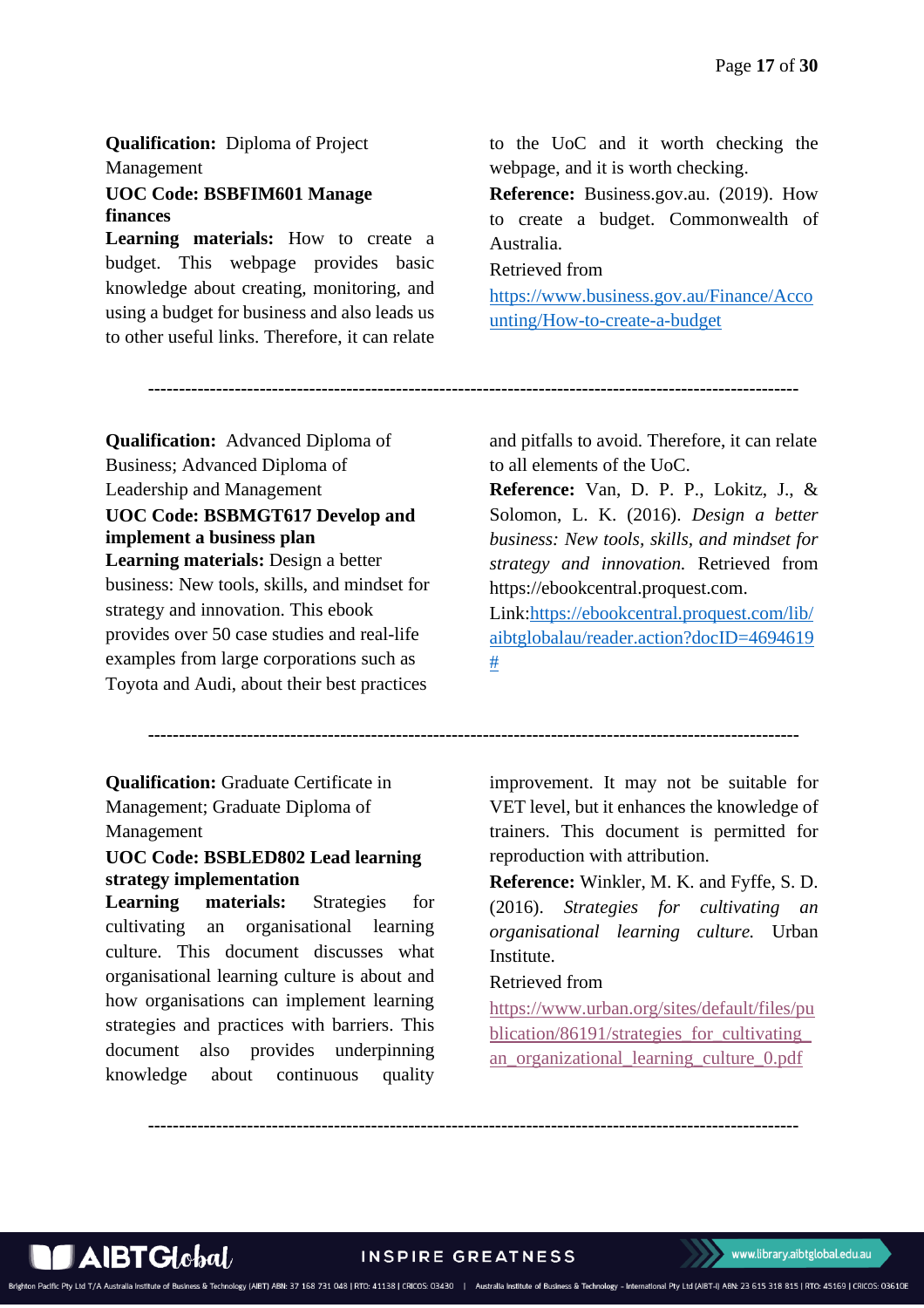**Qualification:** Diploma of Project Management

**UOC Code: BSBFIM601 Manage finances**

**Learning materials:** How to create a budget. This webpage provides basic knowledge about creating, monitoring, and using a budget for business and also leads us to other useful links. Therefore, it can relate to the UoC and it worth checking the webpage, and it is worth checking.

**Reference:** Business.gov.au. (2019). How to create a budget. Commonwealth of Australia.

Retrieved from

https://www.business.gov.au/Finance/Accounting/How-to-create-a-budget

---

**Qualification:** Advanced Diploma of Business; Advanced Diploma of Leadership and Management

**UOC Code: BSBMGT617 Develop and implement a business plan**

**Learning materials:** Design a better business: New tools, skills, and mindset for strategy and innovation. This ebook provides over 50 case studies and real-life examples from large corporations such as Toyota and Audi, about their best practices and pitfalls to avoid. Therefore, it can relate to all elements of the UoC.

**Reference:** Van, D. P. P., Lokitz, J., & Solomon, L. K. (2016). *Design a better business: New tools, skills, and mindset for strategy and innovation.* Retrieved from https://ebookcentral.proquest.com.

Link:https://ebookcentral.proquest.com/lib/aibtglobalau/reader.action?docID=4694619#

---

**Qualification:** Graduate Certificate in Management; Graduate Diploma of Management

**UOC Code: BSBLED802 Lead learning strategy implementation**

**Learning materials:** Strategies for cultivating an organisational learning culture. This document discusses what organisational learning culture is about and how organisations can implement learning strategies and practices with barriers. This document also provides underpinning knowledge about continuous quality improvement. It may not be suitable for VET level, but it enhances the knowledge of trainers. This document is permitted for reproduction with attribution.

**Reference:** Winkler, M. K. and Fyffe, S. D. (2016). *Strategies for cultivating an organisational learning culture.* Urban Institute.

Retrieved from

https://www.urban.org/sites/default/files/publication/86191/strategies_for_cultivating_an_organizational_learning_culture_0.pdf

---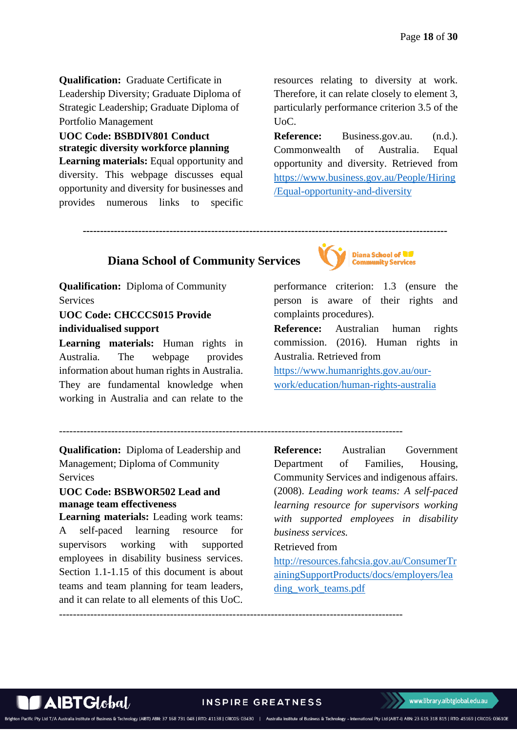**Qualification:** Graduate Certificate in Leadership Diversity; Graduate Diploma of Strategic Leadership; Graduate Diploma of Portfolio Management

**UOC Code: BSBDIV801 Conduct strategic diversity workforce planning**

**Learning materials:** Equal opportunity and diversity. This webpage discusses equal opportunity and diversity for businesses and provides numerous links to specific resources relating to diversity at work. Therefore, it can relate closely to element 3, particularly performance criterion 3.5 of the UoC.

**Reference:** Business.gov.au. (n.d.). Commonwealth of Australia. Equal opportunity and diversity. Retrieved from https://www.business.gov.au/People/Hiring/Equal-opportunity-and-diversity

---

## Diana School of Community Services

**Qualification:** Diploma of Community Services

**UOC Code: CHCCCS015 Provide individualised support**

**Learning materials:** Human rights in Australia. The webpage provides information about human rights in Australia. They are fundamental knowledge when working in Australia and can relate to the performance criterion: 1.3 (ensure the person is aware of their rights and complaints procedures).

**Reference:** Australian human rights commission. (2016). Human rights in Australia. Retrieved from https://www.humanrights.gov.au/our-work/education/human-rights-australia

---

**Qualification:** Diploma of Leadership and Management; Diploma of Community Services

**UOC Code: BSBWOR502 Lead and manage team effectiveness**

**Learning materials:** Leading work teams: A self-paced learning resource for supervisors working with supported employees in disability business services. Section 1.1-1.15 of this document is about teams and team planning for team leaders, and it can relate to all elements of this UoC.

**Reference:** Australian Government Department of Families, Housing, Community Services and indigenous affairs. (2008). *Leading work teams: A self-paced learning resource for supervisors working with supported employees in disability business services.* Retrieved from http://resources.fahcsia.gov.au/ConsumerTrainingSupportProducts/docs/employers/leading_work_teams.pdf

---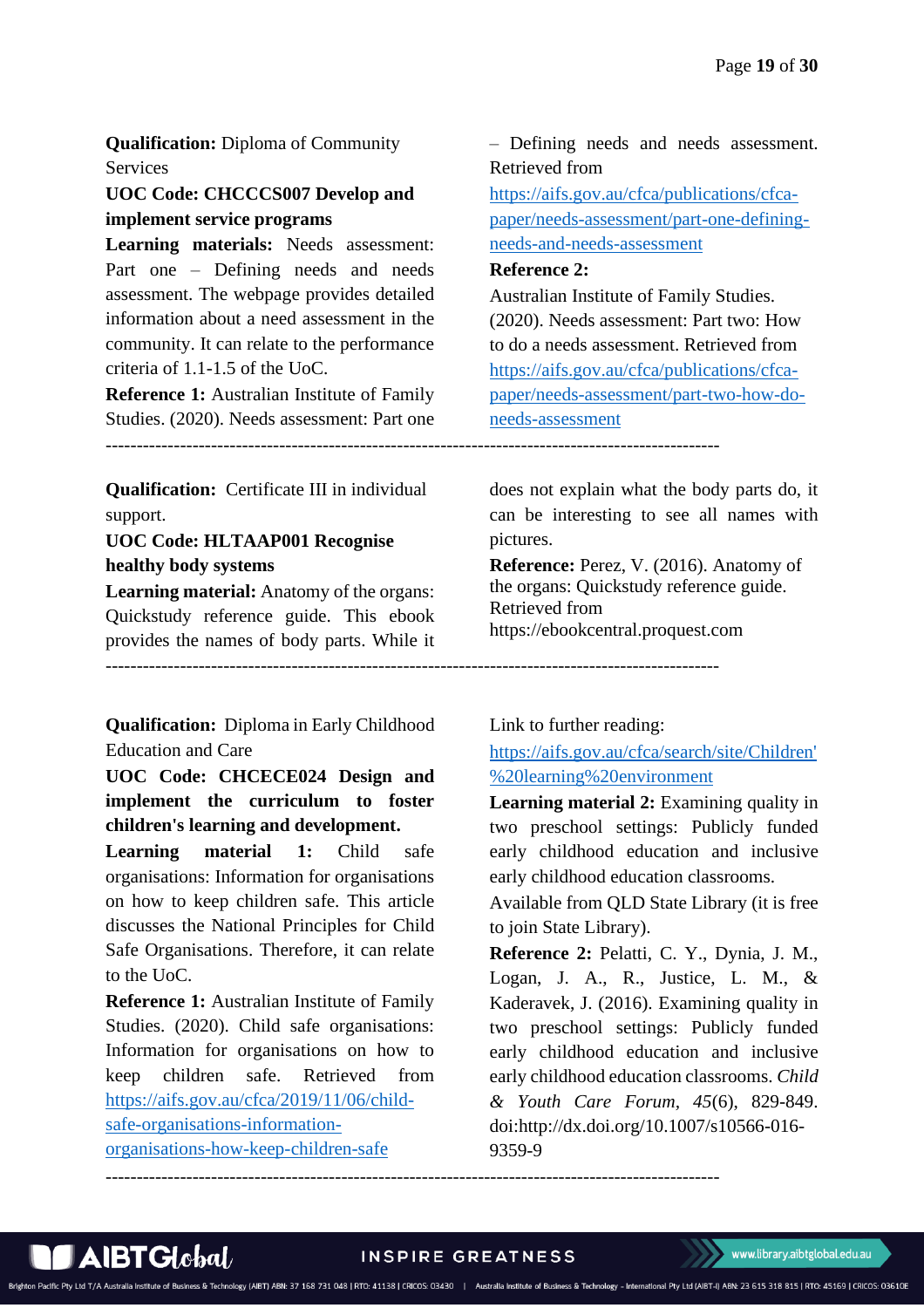**Qualification:** Diploma of Community Services

**UOC Code: CHCCCS007 Develop and implement service programs**

**Learning materials:** Needs assessment: Part one – Defining needs and needs assessment. The webpage provides detailed information about a need assessment in the community. It can relate to the performance criteria of 1.1-1.5 of the UoC.

**Reference 1:** Australian Institute of Family Studies. (2020). Needs assessment: Part one – Defining needs and needs assessment. Retrieved from https://aifs.gov.au/cfca/publications/cfca-paper/needs-assessment/part-one-defining-needs-and-needs-assessment

**Reference 2:** Australian Institute of Family Studies. (2020). Needs assessment: Part two: How to do a needs assessment. Retrieved from https://aifs.gov.au/cfca/publications/cfca-paper/needs-assessment/part-two-how-do-needs-assessment

---

**Qualification:** Certificate III in individual support.

**UOC Code: HLTAAP001 Recognise healthy body systems**

**Learning material:** Anatomy of the organs: Quickstudy reference guide. This ebook provides the names of body parts. While it does not explain what the body parts do, it can be interesting to see all names with pictures.

**Reference:** Perez, V. (2016). Anatomy of the organs: Quickstudy reference guide. Retrieved from https://ebookcentral.proquest.com

---

**Qualification:** Diploma in Early Childhood Education and Care

**UOC Code: CHCECE024 Design and implement the curriculum to foster children's learning and development.**

**Learning material 1:** Child safe organisations: Information for organisations on how to keep children safe. This article discusses the National Principles for Child Safe Organisations. Therefore, it can relate to the UoC.

**Reference 1:** Australian Institute of Family Studies. (2020). Child safe organisations: Information for organisations on how to keep children safe. Retrieved from https://aifs.gov.au/cfca/2019/11/06/child-safe-organisations-information-organisations-how-keep-children-safe

Link to further reading: https://aifs.gov.au/cfca/search/site/Children'%20learning%20environment

**Learning material 2:** Examining quality in two preschool settings: Publicly funded early childhood education and inclusive early childhood education classrooms.

Available from QLD State Library (it is free to join State Library).

**Reference 2:** Pelatti, C. Y., Dynia, J. M., Logan, J. A., R., Justice, L. M., & Kaderavek, J. (2016). Examining quality in two preschool settings: Publicly funded early childhood education and inclusive early childhood education classrooms. *Child & Youth Care Forum*, *45*(6), 829-849. doi:http://dx.doi.org/10.1007/s10566-016-9359-9

---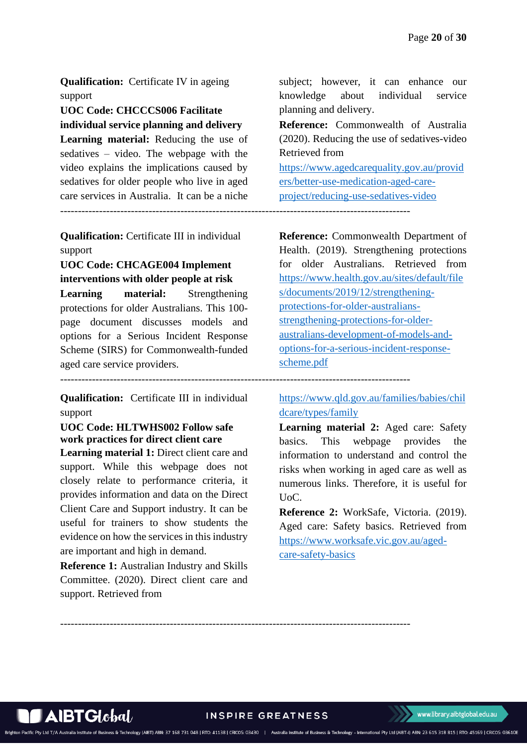**Qualification:** Certificate IV in ageing support

**UOC Code: CHCCCS006 Facilitate individual service planning and delivery**

**Learning material:** Reducing the use of sedatives – video. The webpage with the video explains the implications caused by sedatives for older people who live in aged care services in Australia. It can be a niche subject; however, it can enhance our knowledge about individual service planning and delivery.

**Reference:** Commonwealth of Australia (2020). Reducing the use of sedatives-video Retrieved from https://www.agedcarequality.gov.au/providers/better-use-medication-aged-care-project/reducing-use-sedatives-video

---

**Qualification:** Certificate III in individual support

**UOC Code: CHCAGE004 Implement interventions with older people at risk**

**Learning material:** Strengthening protections for older Australians. This 100-page document discusses models and options for a Serious Incident Response Scheme (SIRS) for Commonwealth-funded aged care service providers.

**Reference:** Commonwealth Department of Health. (2019). Strengthening protections for older Australians. Retrieved from https://www.health.gov.au/sites/default/files/documents/2019/12/strengthening-protections-for-older-australians-strengthening-protections-for-older-australians-development-of-models-and-options-for-a-serious-incident-response-scheme.pdf

---

**Qualification:** Certificate III in individual support

**UOC Code: HLTWHS002 Follow safe work practices for direct client care**

**Learning material 1:** Direct client care and support. While this webpage does not closely relate to performance criteria, it provides information and data on the Direct Client Care and Support industry. It can be useful for trainers to show students the evidence on how the services in this industry are important and high in demand.

**Reference 1:** Australian Industry and Skills Committee. (2020). Direct client care and support. Retrieved from https://www.qld.gov.au/families/babies/childcare/types/family

**Learning material 2:** Aged care: Safety basics. This webpage provides the information to understand and control the risks when working in aged care as well as numerous links. Therefore, it is useful for UoC.

**Reference 2:** WorkSafe, Victoria. (2019). Aged care: Safety basics. Retrieved from https://www.worksafe.vic.gov.au/aged-care-safety-basics

---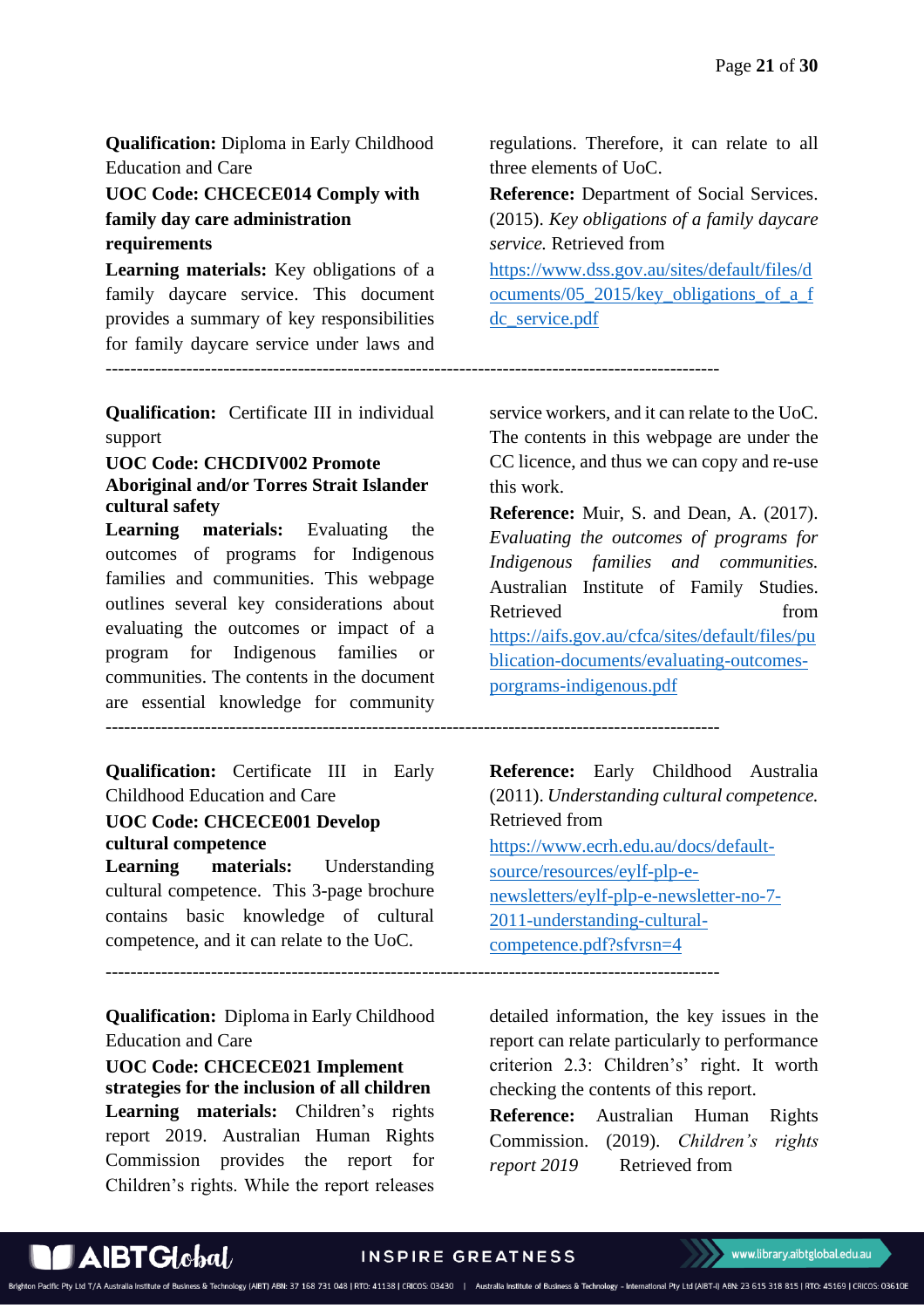**Qualification:** Diploma in Early Childhood Education and Care

**UOC Code: CHCECE014 Comply with family day care administration requirements**

**Learning materials:** Key obligations of a family daycare service. This document provides a summary of key responsibilities for family daycare service under laws and regulations. Therefore, it can relate to all three elements of UoC.

**Reference:** Department of Social Services. (2015). *Key obligations of a family daycare service.* Retrieved from https://www.dss.gov.au/sites/default/files/documents/05_2015/key_obligations_of_a_fdc_service.pdf

---

**Qualification:** Certificate III in individual support

**UOC Code: CHCDIV002 Promote Aboriginal and/or Torres Strait Islander cultural safety**

**Learning materials:** Evaluating the outcomes of programs for Indigenous families and communities. This webpage outlines several key considerations about evaluating the outcomes or impact of a program for Indigenous families or communities. The contents in the document are essential knowledge for community service workers, and it can relate to the UoC. The contents in this webpage are under the CC licence, and thus we can copy and re-use this work.

**Reference:** Muir, S. and Dean, A. (2017). *Evaluating the outcomes of programs for Indigenous families and communities.* Australian Institute of Family Studies. Retrieved from https://aifs.gov.au/cfca/sites/default/files/publication-documents/evaluating-outcomes-porgrams-indigenous.pdf

---

**Qualification:** Certificate III in Early Childhood Education and Care

**UOC Code: CHCECE001 Develop cultural competence**

**Learning materials:** Understanding cultural competence. This 3-page brochure contains basic knowledge of cultural competence, and it can relate to the UoC.

**Reference:** Early Childhood Australia (2011). *Understanding cultural competence.* Retrieved from https://www.ecrh.edu.au/docs/default-source/resources/eylf-plp-e-newsletters/eylf-plp-e-newsletter-no-7-2011-understanding-cultural-competence.pdf?sfvrsn=4

---

**Qualification:** Diploma in Early Childhood Education and Care

**UOC Code: CHCECE021 Implement strategies for the inclusion of all children**

**Learning materials:** Children's rights report 2019. Australian Human Rights Commission provides the report for Children's rights. While the report releases detailed information, the key issues in the report can relate particularly to performance criterion 2.3: Children's' right. It worth checking the contents of this report.

**Reference:** Australian Human Rights Commission. (2019). *Children's rights report 2019* Retrieved from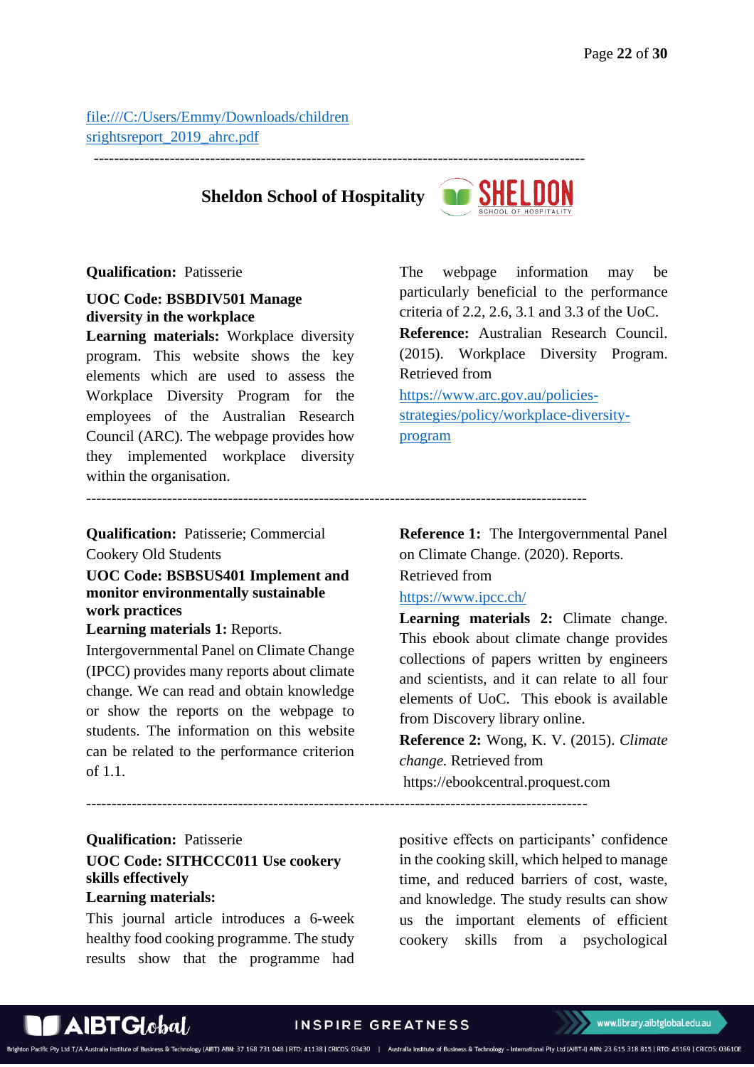[file:///C:/Users/Emmy/Downloads/childrensrightsreport_2019_ahrc.pdf](file:///C:/Users/Emmy/Downloads/childrensrightsreport_2019_ahrc.pdf)

---

## Sheldon School of Hospitality

**Qualification:** Patisserie

**UOC Code: BSBDIV501 Manage diversity in the workplace**

**Learning materials:** Workplace diversity program. This website shows the key elements which are used to assess the Workplace Diversity Program for the employees of the Australian Research Council (ARC). The webpage provides how they implemented workplace diversity within the organisation.

The webpage information may be particularly beneficial to the performance criteria of 2.2, 2.6, 3.1 and 3.3 of the UoC.

**Reference:** Australian Research Council. (2015). Workplace Diversity Program. Retrieved from [https://www.arc.gov.au/policies-strategies/policy/workplace-diversity-program](https://www.arc.gov.au/policies-strategies/policy/workplace-diversity-program)

---

**Qualification:** Patisserie; Commercial Cookery Old Students

**UOC Code: BSBSUS401 Implement and monitor environmentally sustainable work practices**

**Learning materials 1:** Reports.

Intergovernmental Panel on Climate Change (IPCC) provides many reports about climate change. We can read and obtain knowledge or show the reports on the webpage to students. The information on this website can be related to the performance criterion of 1.1.

**Reference 1:** The Intergovernmental Panel on Climate Change. (2020). Reports. Retrieved from [https://www.ipcc.ch/](https://www.ipcc.ch/)

**Learning materials 2:** Climate change. This ebook about climate change provides collections of papers written by engineers and scientists, and it can relate to all four elements of UoC. This ebook is available from Discovery library online.

**Reference 2:** Wong, K. V. (2015). *Climate change.* Retrieved from https://ebookcentral.proquest.com

---

**Qualification:** Patisserie

**UOC Code: SITHCCC011 Use cookery skills effectively**

**Learning materials:**

This journal article introduces a 6-week healthy food cooking programme. The study results show that the programme had positive effects on participants' confidence in the cooking skill, which helped to manage time, and reduced barriers of cost, waste, and knowledge. The study results can show us the important elements of efficient cookery skills from a psychological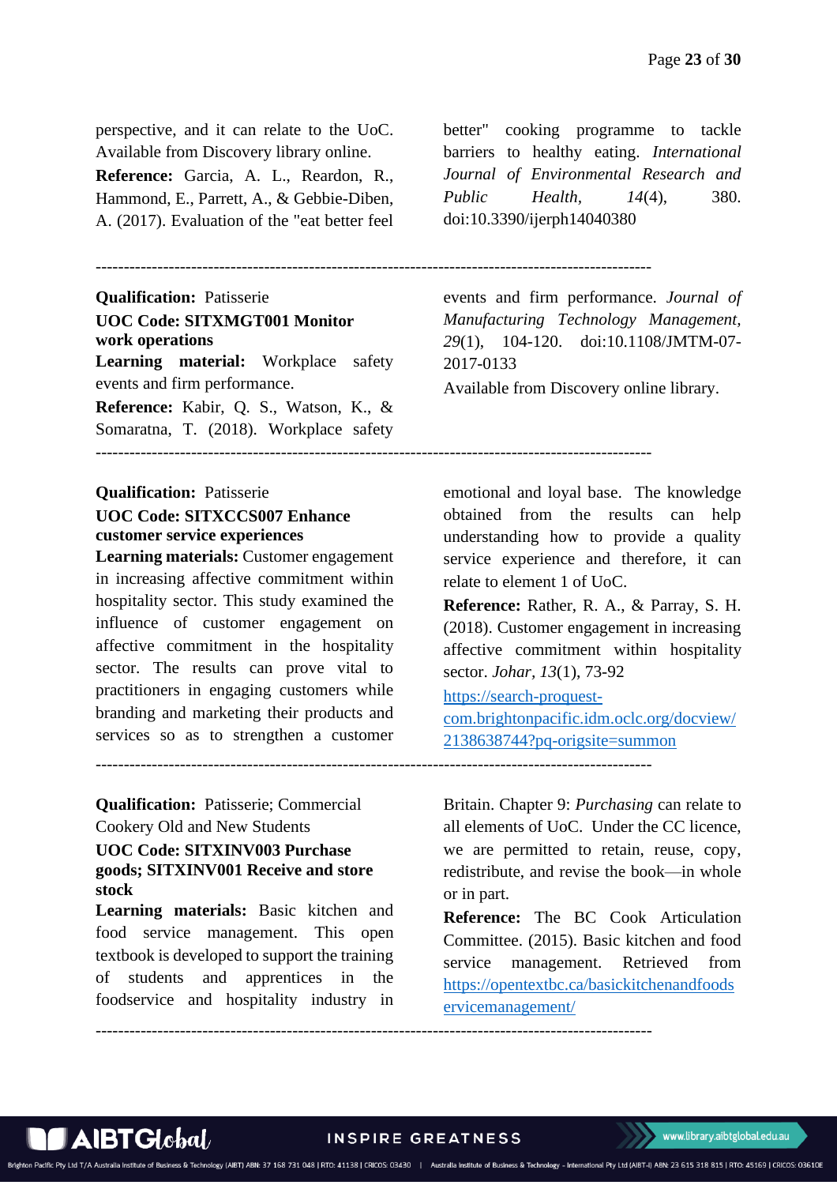perspective, and it can relate to the UoC. Available from Discovery library online.

**Reference:** Garcia, A. L., Reardon, R., Hammond, E., Parrett, A., & Gebbie-Diben, A. (2017). Evaluation of the "eat better feel better" cooking programme to tackle barriers to healthy eating. *International Journal of Environmental Research and Public Health, 14*(4), 380. doi:10.3390/ijerph14040380

---

**Qualification:** Patisserie

**UOC Code: SITXMGT001 Monitor work operations**

**Learning material:** Workplace safety events and firm performance.

**Reference:** Kabir, Q. S., Watson, K., & Somaratna, T. (2018). Workplace safety events and firm performance. *Journal of Manufacturing Technology Management, 29*(1), 104-120. doi:10.1108/JMTM-07-2017-0133

Available from Discovery online library.

---

**Qualification:** Patisserie

**UOC Code: SITXCCS007 Enhance customer service experiences**

**Learning materials:** Customer engagement in increasing affective commitment within hospitality sector. This study examined the influence of customer engagement on affective commitment in the hospitality sector. The results can prove vital to practitioners in engaging customers while branding and marketing their products and services so as to strengthen a customer emotional and loyal base. The knowledge obtained from the results can help understanding how to provide a quality service experience and therefore, it can relate to element 1 of UoC.

**Reference:** Rather, R. A., & Parray, S. H. (2018). Customer engagement in increasing affective commitment within hospitality sector. *Johar, 13*(1), 73-92 https://search-proquest-com.brightonpacific.idm.oclc.org/docview/2138638744?pq-origsite=summon

---

**Qualification:** Patisserie; Commercial Cookery Old and New Students

**UOC Code: SITXINV003 Purchase goods; SITXINV001 Receive and store stock**

**Learning materials:** Basic kitchen and food service management. This open textbook is developed to support the training of students and apprentices in the foodservice and hospitality industry in Britain. Chapter 9: *Purchasing* can relate to all elements of UoC. Under the CC licence, we are permitted to retain, reuse, copy, redistribute, and revise the book—in whole or in part.

**Reference:** The BC Cook Articulation Committee. (2015). Basic kitchen and food service management. Retrieved from https://opentextbc.ca/basickitchenandfoodservicemanagement/

---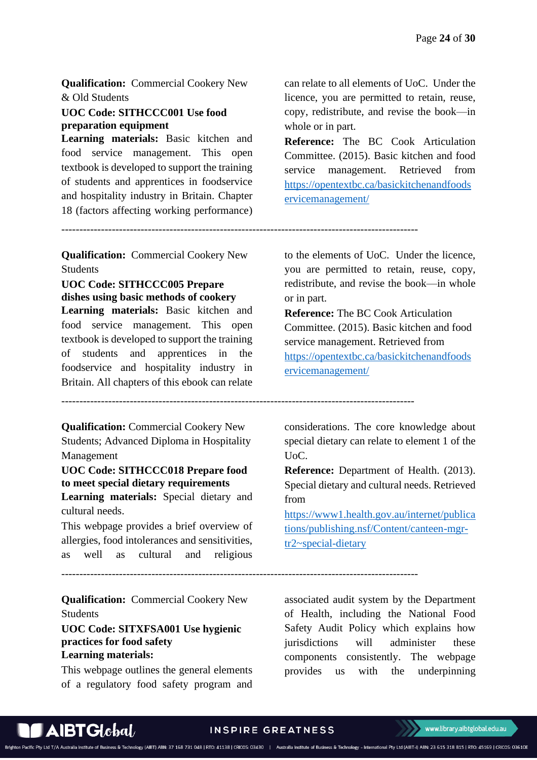**Qualification:** Commercial Cookery New & Old Students

**UOC Code: SITHCCC001 Use food preparation equipment**

**Learning materials:** Basic kitchen and food service management. This open textbook is developed to support the training of students and apprentices in foodservice and hospitality industry in Britain. Chapter 18 (factors affecting working performance) can relate to all elements of UoC. Under the licence, you are permitted to retain, reuse, copy, redistribute, and revise the book—in whole or in part.

**Reference:** The BC Cook Articulation Committee. (2015). Basic kitchen and food service management. Retrieved from https://opentextbc.ca/basickitchenandfoodservicemanagement/

---

**Qualification:** Commercial Cookery New Students

**UOC Code: SITHCCC005 Prepare dishes using basic methods of cookery**

**Learning materials:** Basic kitchen and food service management. This open textbook is developed to support the training of students and apprentices in the foodservice and hospitality industry in Britain. All chapters of this ebook can relate to the elements of UoC. Under the licence, you are permitted to retain, reuse, copy, redistribute, and revise the book—in whole or in part.

**Reference:** The BC Cook Articulation Committee. (2015). Basic kitchen and food service management. Retrieved from https://opentextbc.ca/basickitchenandfoodservicemanagement/

---

**Qualification:** Commercial Cookery New Students; Advanced Diploma in Hospitality Management

**UOC Code: SITHCCC018 Prepare food to meet special dietary requirements**

**Learning materials:** Special dietary and cultural needs.

This webpage provides a brief overview of allergies, food intolerances and sensitivities, as well as cultural and religious considerations. The core knowledge about special dietary can relate to element 1 of the UoC.

**Reference:** Department of Health. (2013). Special dietary and cultural needs. Retrieved from https://www1.health.gov.au/internet/publications/publishing.nsf/Content/canteen-mgr-tr2~special-dietary

---

**Qualification:** Commercial Cookery New Students

**UOC Code: SITXFSA001 Use hygienic practices for food safety**

**Learning materials:**

This webpage outlines the general elements of a regulatory food safety program and associated audit system by the Department of Health, including the National Food Safety Audit Policy which explains how jurisdictions will administer these components consistently. The webpage provides us with the underpinning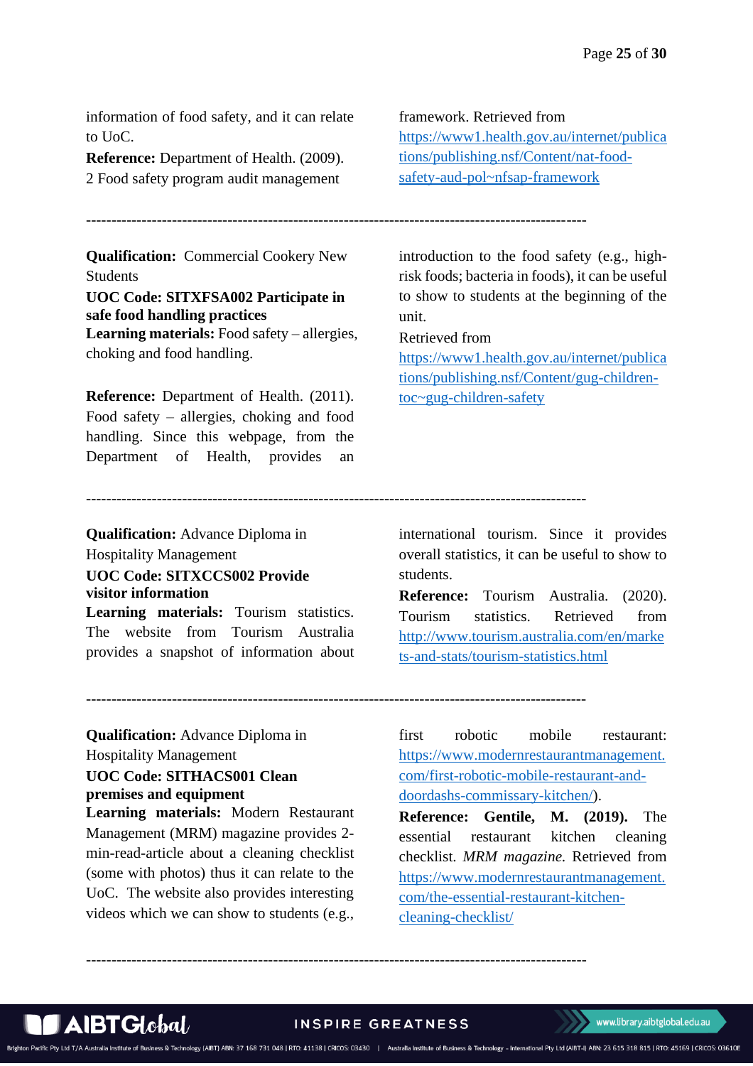information of food safety, and it can relate to UoC.

**Reference:** Department of Health. (2009). 2 Food safety program audit management framework. Retrieved from [https://www1.health.gov.au/internet/publications/publishing.nsf/Content/nat-food-safety-aud-pol~nfsap-framework](https://www1.health.gov.au/internet/publications/publishing.nsf/Content/nat-food-safety-aud-pol~nfsap-framework)

---

**Qualification:** Commercial Cookery New Students

**UOC Code: SITXFSA002 Participate in safe food handling practices**

**Learning materials:** Food safety – allergies, choking and food handling.

**Reference:** Department of Health. (2011). Food safety – allergies, choking and food handling. Since this webpage, from the Department of Health, provides an introduction to the food safety (e.g., high-risk foods; bacteria in foods), it can be useful to show to students at the beginning of the unit.

Retrieved from [https://www1.health.gov.au/internet/publications/publishing.nsf/Content/gug-children-toc~gug-children-safety](https://www1.health.gov.au/internet/publications/publishing.nsf/Content/gug-children-toc~gug-children-safety)

---

**Qualification:** Advance Diploma in Hospitality Management

**UOC Code: SITXCCS002 Provide visitor information**

**Learning materials:** Tourism statistics. The website from Tourism Australia provides a snapshot of information about international tourism. Since it provides overall statistics, it can be useful to show to students.

**Reference:** Tourism Australia. (2020). Tourism statistics. Retrieved from [http://www.tourism.australia.com/en/markets-and-stats/tourism-statistics.html](http://www.tourism.australia.com/en/markets-and-stats/tourism-statistics.html)

---

**Qualification:** Advance Diploma in Hospitality Management

**UOC Code: SITHACS001 Clean premises and equipment**

**Learning materials:** Modern Restaurant Management (MRM) magazine provides 2-min-read-article about a cleaning checklist (some with photos) thus it can relate to the UoC. The website also provides interesting videos which we can show to students (e.g., first robotic mobile restaurant: [https://www.modernrestaurantmanagement.com/first-robotic-mobile-restaurant-and-doordashs-commissary-kitchen/](https://www.modernrestaurantmanagement.com/first-robotic-mobile-restaurant-and-doordashs-commissary-kitchen/)).

**Reference: Gentile, M. (2019).** The essential restaurant kitchen cleaning checklist. *MRM magazine.* Retrieved from [https://www.modernrestaurantmanagement.com/the-essential-restaurant-kitchen-cleaning-checklist/](https://www.modernrestaurantmanagement.com/the-essential-restaurant-kitchen-cleaning-checklist/)

---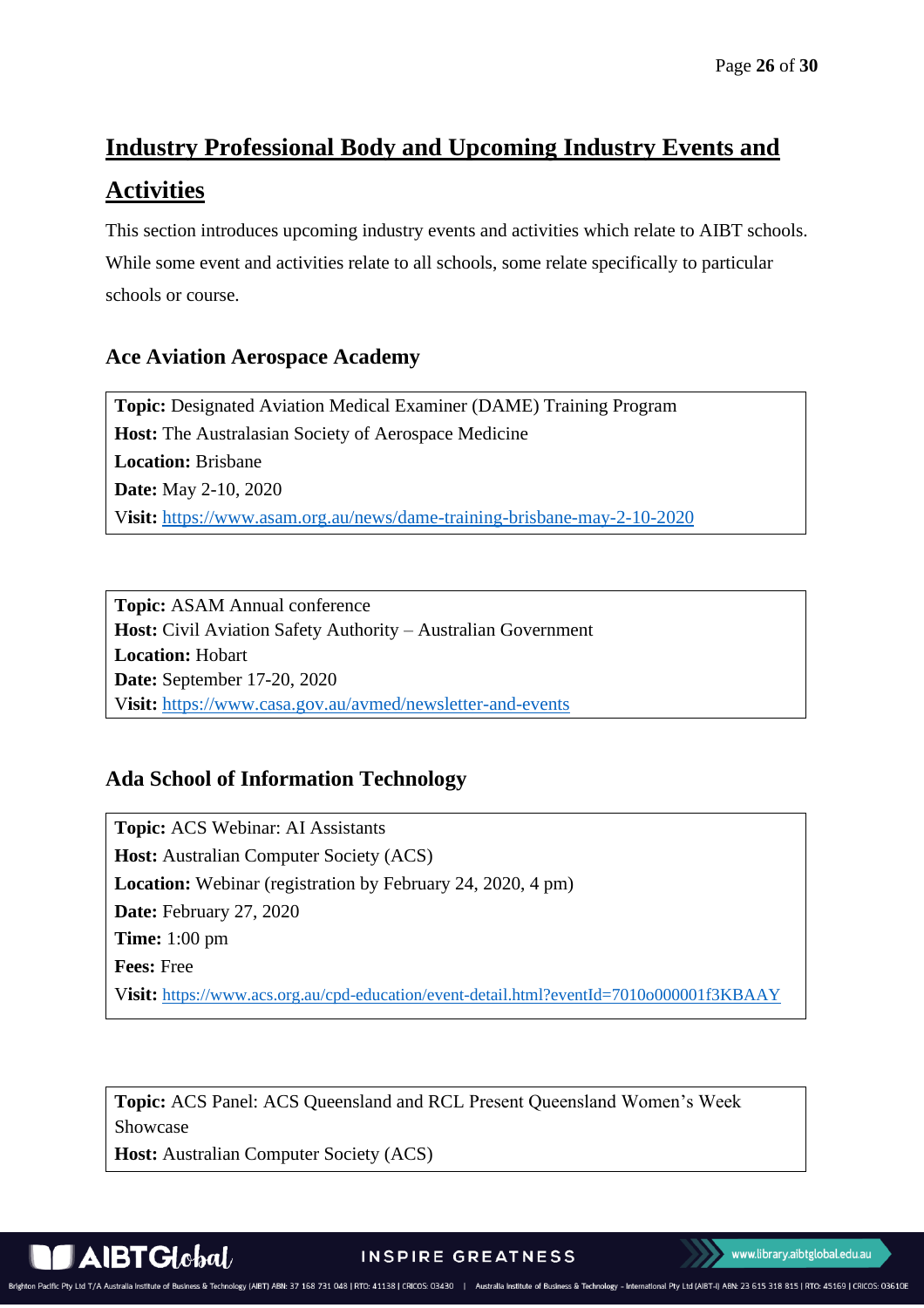## Industry Professional Body and Upcoming Industry Events and Activities

This section introduces upcoming industry events and activities which relate to AIBT schools. While some event and activities relate to all schools, some relate specifically to particular schools or course.

### Ace Aviation Aerospace Academy

**Topic:** Designated Aviation Medical Examiner (DAME) Training Program
**Host:** The Australasian Society of Aerospace Medicine
**Location:** Brisbane
**Date:** May 2-10, 2020
**Visit:** https://www.asam.org.au/news/dame-training-brisbane-may-2-10-2020

**Topic:** ASAM Annual conference
**Host:** Civil Aviation Safety Authority – Australian Government
**Location:** Hobart
**Date:** September 17-20, 2020
**Visit:** https://www.casa.gov.au/avmed/newsletter-and-events

### Ada School of Information Technology

**Topic:** ACS Webinar: AI Assistants
**Host:** Australian Computer Society (ACS)
**Location:** Webinar (registration by February 24, 2020, 4 pm)
**Date:** February 27, 2020
**Time:** 1:00 pm
**Fees:** Free
**Visit:** https://www.acs.org.au/cpd-education/event-detail.html?eventId=7010o000001f3KBAAY

**Topic:** ACS Panel: ACS Queensland and RCL Present Queensland Women's Week Showcase
**Host:** Australian Computer Society (ACS)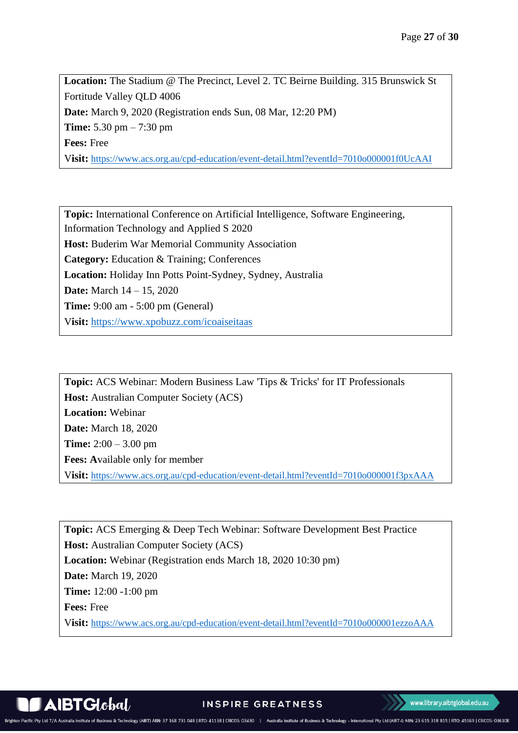**Location:** The Stadium @ The Precinct, Level 2. TC Beirne Building. 315 Brunswick St Fortitude Valley QLD 4006
**Date:** March 9, 2020 (Registration ends Sun, 08 Mar, 12:20 PM)
**Time:** 5.30 pm – 7:30 pm
**Fees:** Free
**Visit:** https://www.acs.org.au/cpd-education/event-detail.html?eventId=7010o000001f0UcAAI

**Topic:** International Conference on Artificial Intelligence, Software Engineering, Information Technology and Applied S 2020
**Host:** Buderim War Memorial Community Association
**Category:** Education & Training; Conferences
**Location:** Holiday Inn Potts Point-Sydney, Sydney, Australia
**Date:** March 14 – 15, 2020
**Time:** 9:00 am - 5:00 pm (General)
**Visit:** https://www.xpobuzz.com/icoaiseitaas

**Topic:** ACS Webinar: Modern Business Law 'Tips & Tricks' for IT Professionals
**Host:** Australian Computer Society (ACS)
**Location:** Webinar
**Date:** March 18, 2020
**Time:** 2:00 – 3.00 pm
**Fees: A**vailable only for member
**Visit:** https://www.acs.org.au/cpd-education/event-detail.html?eventId=7010o000001f3pxAAA

**Topic:** ACS Emerging & Deep Tech Webinar: Software Development Best Practice
**Host:** Australian Computer Society (ACS)
**Location:** Webinar (Registration ends March 18, 2020 10:30 pm)
**Date:** March 19, 2020
**Time:** 12:00 -1:00 pm
**Fees:** Free
**Visit:** https://www.acs.org.au/cpd-education/event-detail.html?eventId=7010o000001ezzoAAA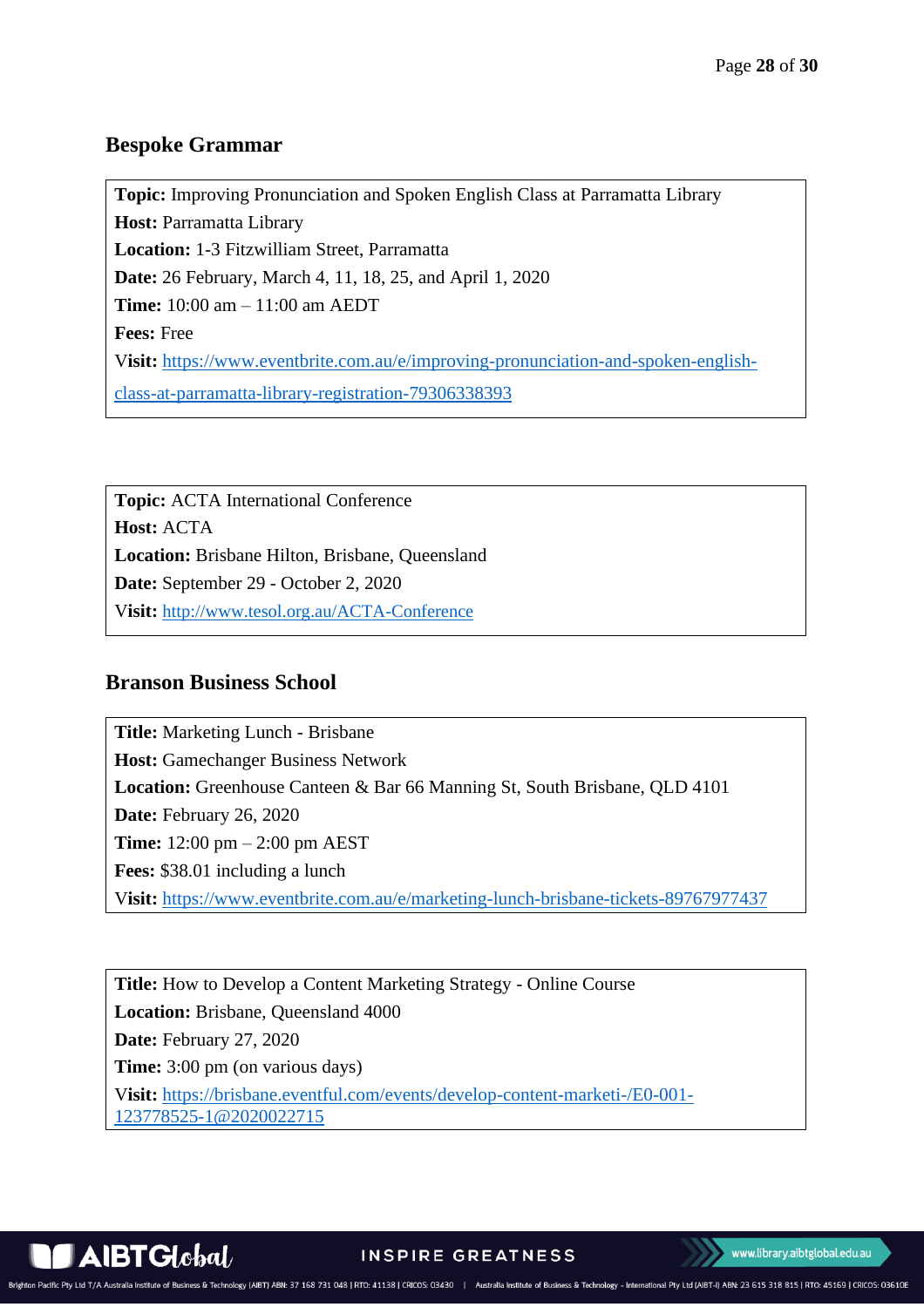## Bespoke Grammar

**Topic:** Improving Pronunciation and Spoken English Class at Parramatta Library
**Host:** Parramatta Library
**Location:** 1-3 Fitzwilliam Street, Parramatta
**Date:** 26 February, March 4, 11, 18, 25, and April 1, 2020
**Time:** 10:00 am – 11:00 am AEDT
**Fees:** Free
**Visit:** https://www.eventbrite.com.au/e/improving-pronunciation-and-spoken-english-class-at-parramatta-library-registration-79306338393

**Topic:** ACTA International Conference
**Host:** ACTA
**Location:** Brisbane Hilton, Brisbane, Queensland
**Date:** September 29 - October 2, 2020
**Visit:** http://www.tesol.org.au/ACTA-Conference

## Branson Business School

**Title:** Marketing Lunch - Brisbane
**Host:** Gamechanger Business Network
**Location:** Greenhouse Canteen & Bar 66 Manning St, South Brisbane, QLD 4101
**Date:** February 26, 2020
**Time:** 12:00 pm – 2:00 pm AEST
**Fees:** $38.01 including a lunch
**Visit:** https://www.eventbrite.com.au/e/marketing-lunch-brisbane-tickets-89767977437

**Title:** How to Develop a Content Marketing Strategy - Online Course
**Location:** Brisbane, Queensland 4000
**Date:** February 27, 2020
**Time:** 3:00 pm (on various days)
**Visit:** https://brisbane.eventful.com/events/develop-content-marketi-/E0-001-123778525-1@2020022715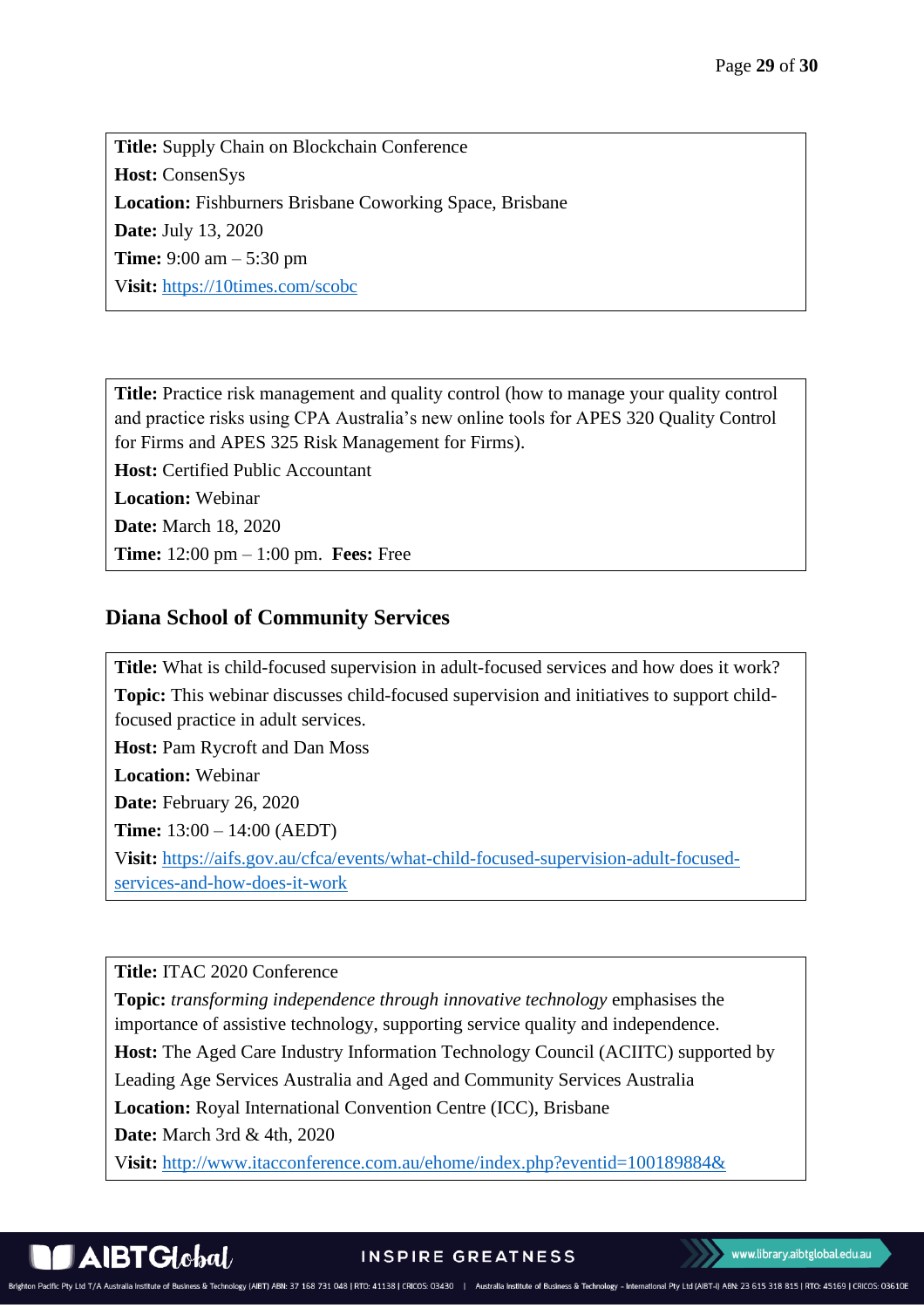**Title:** Supply Chain on Blockchain Conference
**Host:** ConsenSys
**Location:** Fishburners Brisbane Coworking Space, Brisbane
**Date:** July 13, 2020
**Time:** 9:00 am – 5:30 pm
**Visit:** https://10times.com/scobc

**Title:** Practice risk management and quality control (how to manage your quality control and practice risks using CPA Australia's new online tools for APES 320 Quality Control for Firms and APES 325 Risk Management for Firms).
**Host:** Certified Public Accountant
**Location:** Webinar
**Date:** March 18, 2020
**Time:** 12:00 pm – 1:00 pm. **Fees:** Free

## Diana School of Community Services

**Title:** What is child-focused supervision in adult-focused services and how does it work?
**Topic:** This webinar discusses child-focused supervision and initiatives to support child-focused practice in adult services.
**Host:** Pam Rycroft and Dan Moss
**Location:** Webinar
**Date:** February 26, 2020
**Time:** 13:00 – 14:00 (AEDT)
**Visit:** https://aifs.gov.au/cfca/events/what-child-focused-supervision-adult-focused-services-and-how-does-it-work

**Title:** ITAC 2020 Conference
**Topic:** *transforming independence through innovative technology* emphasises the importance of assistive technology, supporting service quality and independence.
**Host:** The Aged Care Industry Information Technology Council (ACIITC) supported by Leading Age Services Australia and Aged and Community Services Australia
**Location:** Royal International Convention Centre (ICC), Brisbane
**Date:** March 3rd & 4th, 2020
**Visit:** http://www.itacconference.com.au/ehome/index.php?eventid=100189884&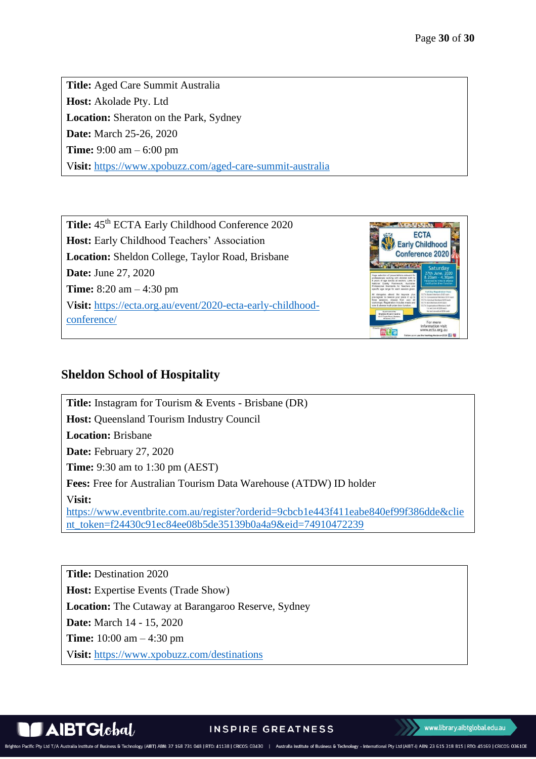**Title:** Aged Care Summit Australia
**Host:** Akolade Pty. Ltd
**Location:** Sheraton on the Park, Sydney
**Date:** March 25-26, 2020
**Time:** 9:00 am – 6:00 pm
**Visit:** https://www.xpobuzz.com/aged-care-summit-australia

**Title:** 45th ECTA Early Childhood Conference 2020
**Host:** Early Childhood Teachers' Association
**Location:** Sheldon College, Taylor Road, Brisbane
**Date:** June 27, 2020
**Time:** 8:20 am – 4:30 pm
**Visit:** https://ecta.org.au/event/2020-ecta-early-childhood-conference/

## Sheldon School of Hospitality

**Title:** Instagram for Tourism & Events - Brisbane (DR)
**Host:** Queensland Tourism Industry Council
**Location:** Brisbane
**Date:** February 27, 2020
**Time:** 9:30 am to 1:30 pm (AEST)
**Fees:** Free for Australian Tourism Data Warehouse (ATDW) ID holder
**Visit:** https://www.eventbrite.com.au/register?orderid=9cbcb1e443f411eabe840ef99f386dde&client_token=f24430c91ec84ee08b5de35139b0a4a9&eid=74910472239

**Title:** Destination 2020
**Host:** Expertise Events (Trade Show)
**Location:** The Cutaway at Barangaroo Reserve, Sydney
**Date:** March 14 - 15, 2020
**Time:** 10:00 am – 4:30 pm
**Visit:** https://www.xpobuzz.com/destinations